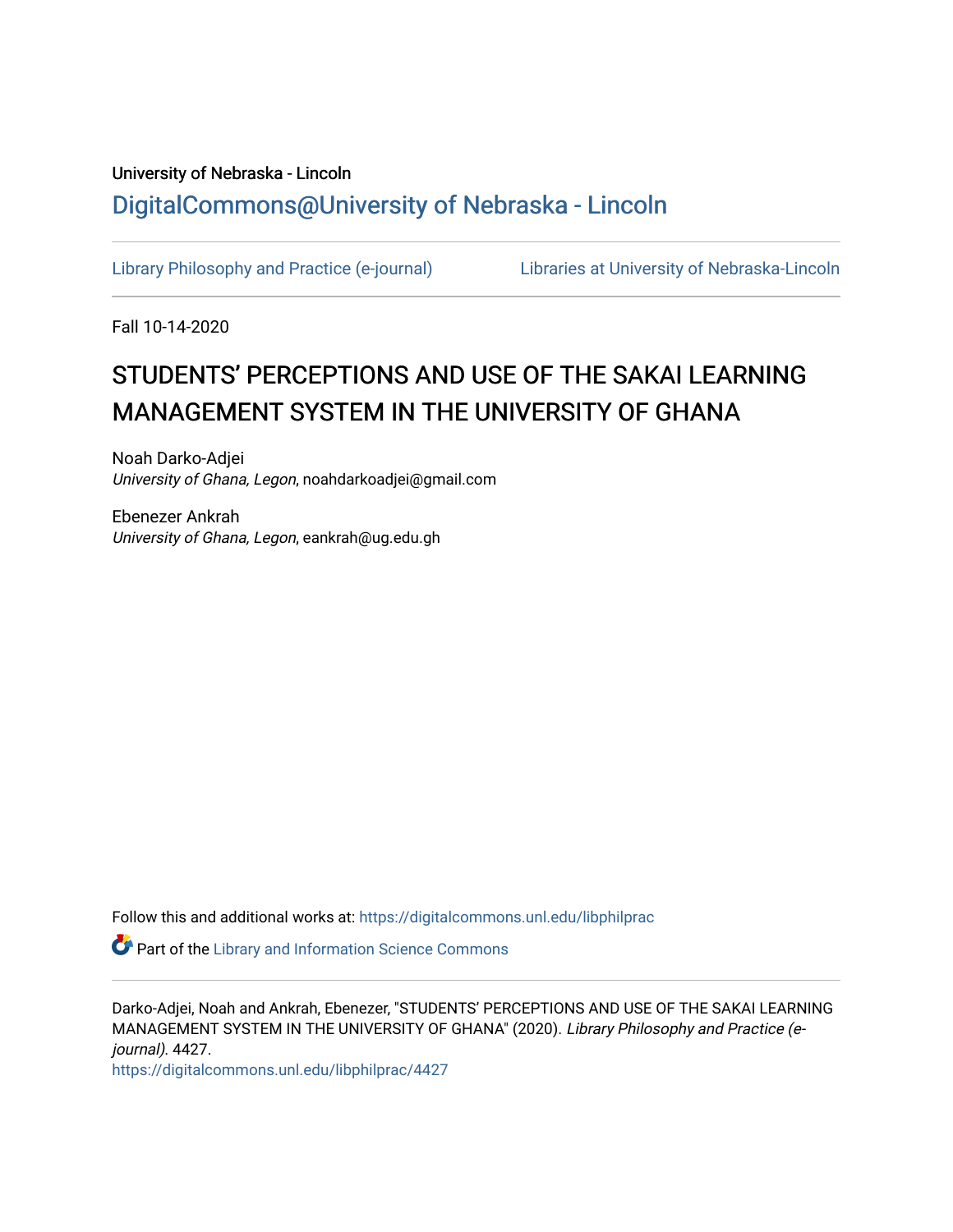University of Nebraska - Lincoln

DigitalCommons@University of Nebraska - Lincoln

Library Philosophy and Practice (e-journal)    Libraries at University of Nebraska-Lincoln

Fall 10-14-2020

# STUDENTS' PERCEPTIONS AND USE OF THE SAKAI LEARNING MANAGEMENT SYSTEM IN THE UNIVERSITY OF GHANA

Noah Darko-Adjei
*University of Ghana, Legon*, noahdarkoadjei@gmail.com

Ebenezer Ankrah
*University of Ghana, Legon*, eankrah@ug.edu.gh

Follow this and additional works at: https://digitalcommons.unl.edu/libphilprac

Part of the Library and Information Science Commons

Darko-Adjei, Noah and Ankrah, Ebenezer, "STUDENTS' PERCEPTIONS AND USE OF THE SAKAI LEARNING MANAGEMENT SYSTEM IN THE UNIVERSITY OF GHANA" (2020). *Library Philosophy and Practice (e-journal)*. 4427.
https://digitalcommons.unl.edu/libphilprac/4427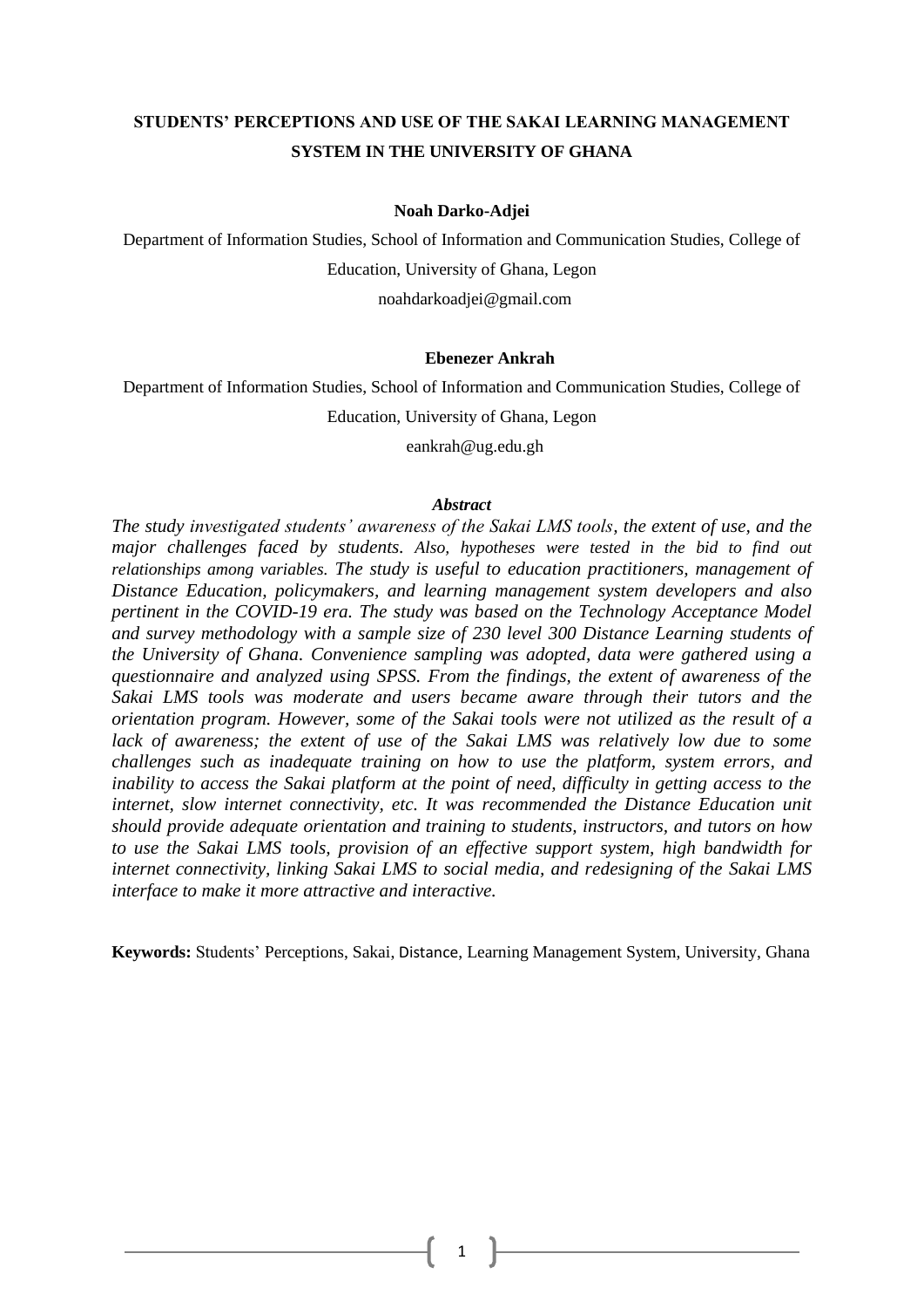# STUDENTS' PERCEPTIONS AND USE OF THE SAKAI LEARNING MANAGEMENT SYSTEM IN THE UNIVERSITY OF GHANA

**Noah Darko-Adjei**

Department of Information Studies, School of Information and Communication Studies, College of Education, University of Ghana, Legon

noahdarkoadjei@gmail.com

**Ebenezer Ankrah**

Department of Information Studies, School of Information and Communication Studies, College of Education, University of Ghana, Legon

eankrah@ug.edu.gh

***Abstract***

*The study investigated students' awareness of the Sakai LMS tools, the extent of use, and the major challenges faced by students. Also, hypotheses were tested in the bid to find out relationships among variables. The study is useful to education practitioners, management of Distance Education, policymakers, and learning management system developers and also pertinent in the COVID-19 era. The study was based on the Technology Acceptance Model and survey methodology with a sample size of 230 level 300 Distance Learning students of the University of Ghana. Convenience sampling was adopted, data were gathered using a questionnaire and analyzed using SPSS. From the findings, the extent of awareness of the Sakai LMS tools was moderate and users became aware through their tutors and the orientation program. However, some of the Sakai tools were not utilized as the result of a lack of awareness; the extent of use of the Sakai LMS was relatively low due to some challenges such as inadequate training on how to use the platform, system errors, and inability to access the Sakai platform at the point of need, difficulty in getting access to the internet, slow internet connectivity, etc. It was recommended the Distance Education unit should provide adequate orientation and training to students, instructors, and tutors on how to use the Sakai LMS tools, provision of an effective support system, high bandwidth for internet connectivity, linking Sakai LMS to social media, and redesigning of the Sakai LMS interface to make it more attractive and interactive.*

**Keywords:** Students' Perceptions, Sakai, Distance, Learning Management System, University, Ghana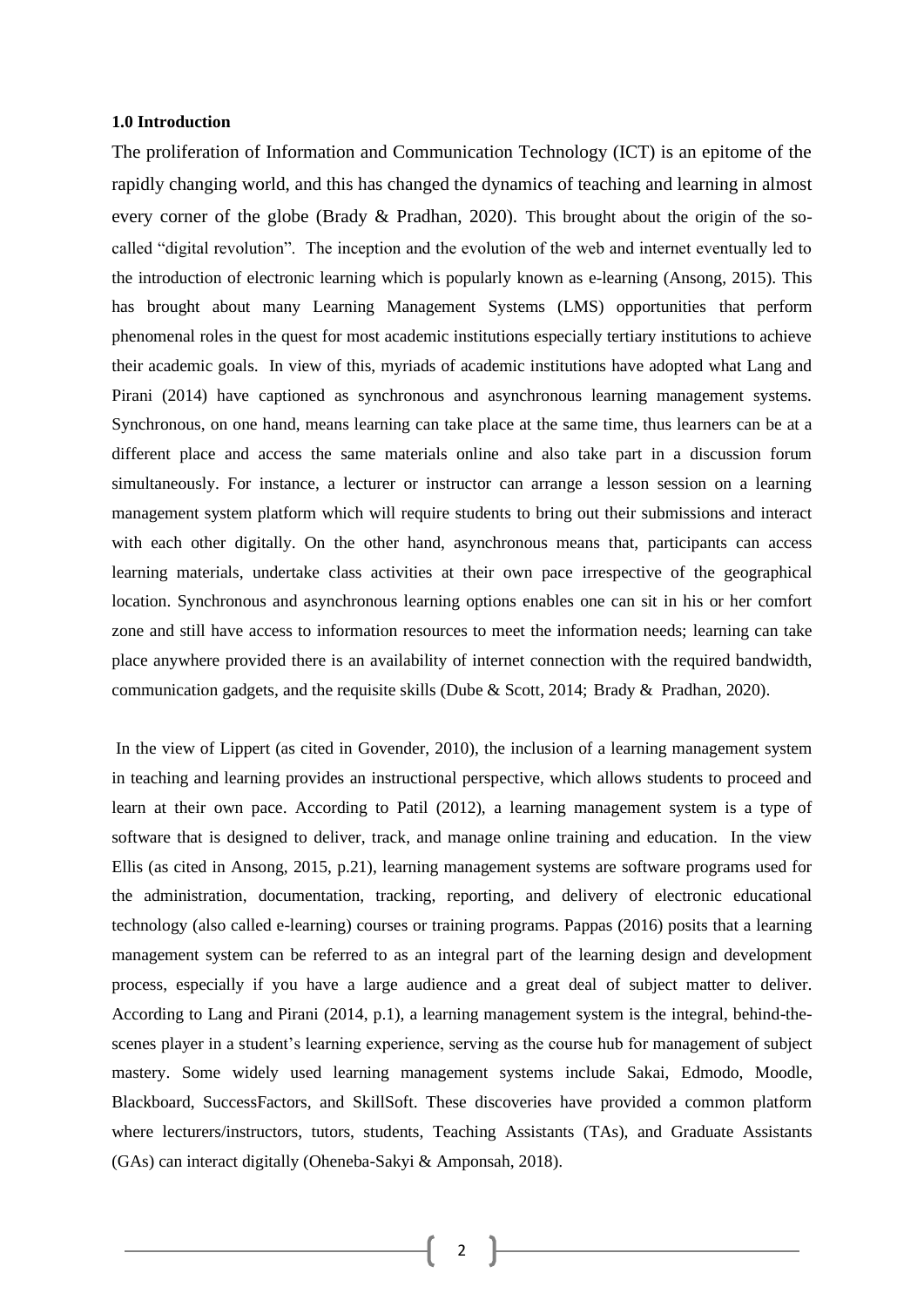## 1.0 Introduction

The proliferation of Information and Communication Technology (ICT) is an epitome of the rapidly changing world, and this has changed the dynamics of teaching and learning in almost every corner of the globe (Brady & Pradhan, 2020). This brought about the origin of the so-called "digital revolution". The inception and the evolution of the web and internet eventually led to the introduction of electronic learning which is popularly known as e-learning (Ansong, 2015). This has brought about many Learning Management Systems (LMS) opportunities that perform phenomenal roles in the quest for most academic institutions especially tertiary institutions to achieve their academic goals. In view of this, myriads of academic institutions have adopted what Lang and Pirani (2014) have captioned as synchronous and asynchronous learning management systems. Synchronous, on one hand, means learning can take place at the same time, thus learners can be at a different place and access the same materials online and also take part in a discussion forum simultaneously. For instance, a lecturer or instructor can arrange a lesson session on a learning management system platform which will require students to bring out their submissions and interact with each other digitally. On the other hand, asynchronous means that, participants can access learning materials, undertake class activities at their own pace irrespective of the geographical location. Synchronous and asynchronous learning options enables one can sit in his or her comfort zone and still have access to information resources to meet the information needs; learning can take place anywhere provided there is an availability of internet connection with the required bandwidth, communication gadgets, and the requisite skills (Dube & Scott, 2014; Brady & Pradhan, 2020).

In the view of Lippert (as cited in Govender, 2010), the inclusion of a learning management system in teaching and learning provides an instructional perspective, which allows students to proceed and learn at their own pace. According to Patil (2012), a learning management system is a type of software that is designed to deliver, track, and manage online training and education. In the view Ellis (as cited in Ansong, 2015, p.21), learning management systems are software programs used for the administration, documentation, tracking, reporting, and delivery of electronic educational technology (also called e-learning) courses or training programs. Pappas (2016) posits that a learning management system can be referred to as an integral part of the learning design and development process, especially if you have a large audience and a great deal of subject matter to deliver. According to Lang and Pirani (2014, p.1), a learning management system is the integral, behind-the-scenes player in a student's learning experience, serving as the course hub for management of subject mastery. Some widely used learning management systems include Sakai, Edmodo, Moodle, Blackboard, SuccessFactors, and SkillSoft. These discoveries have provided a common platform where lecturers/instructors, tutors, students, Teaching Assistants (TAs), and Graduate Assistants (GAs) can interact digitally (Oheneba-Sakyi & Amponsah, 2018).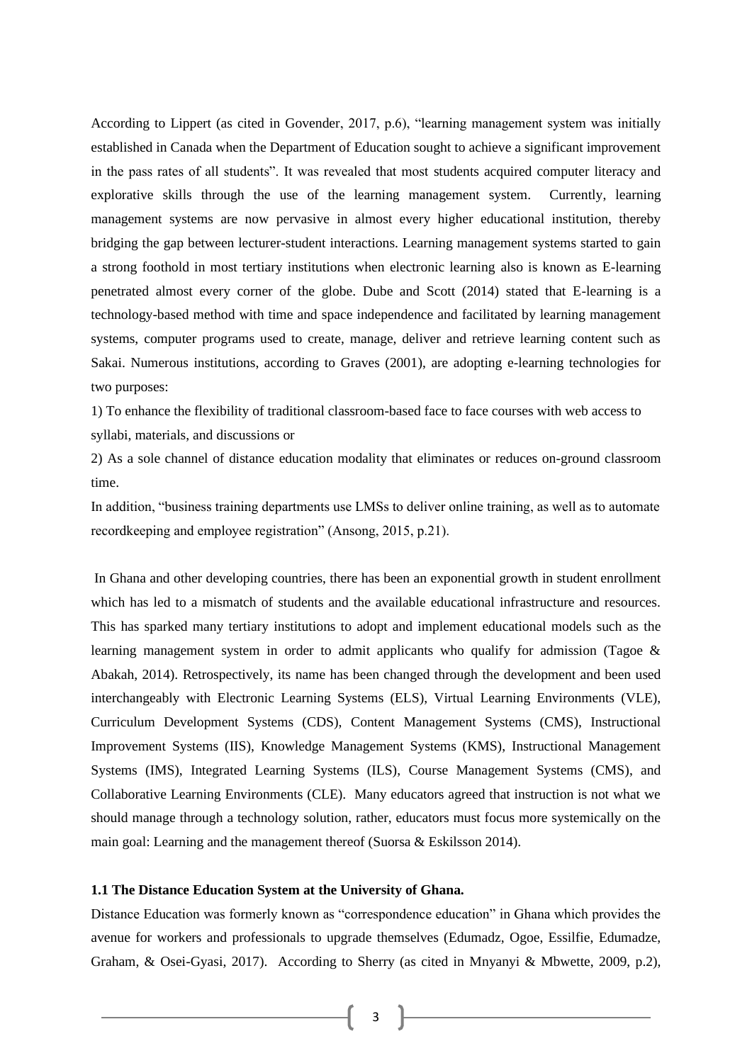According to Lippert (as cited in Govender, 2017, p.6), "learning management system was initially established in Canada when the Department of Education sought to achieve a significant improvement in the pass rates of all students". It was revealed that most students acquired computer literacy and explorative skills through the use of the learning management system. Currently, learning management systems are now pervasive in almost every higher educational institution, thereby bridging the gap between lecturer-student interactions. Learning management systems started to gain a strong foothold in most tertiary institutions when electronic learning also is known as E-learning penetrated almost every corner of the globe. Dube and Scott (2014) stated that E-learning is a technology-based method with time and space independence and facilitated by learning management systems, computer programs used to create, manage, deliver and retrieve learning content such as Sakai. Numerous institutions, according to Graves (2001), are adopting e-learning technologies for two purposes:

1) To enhance the flexibility of traditional classroom-based face to face courses with web access to syllabi, materials, and discussions or

2) As a sole channel of distance education modality that eliminates or reduces on-ground classroom time.

In addition, "business training departments use LMSs to deliver online training, as well as to automate recordkeeping and employee registration" (Ansong, 2015, p.21).

In Ghana and other developing countries, there has been an exponential growth in student enrollment which has led to a mismatch of students and the available educational infrastructure and resources. This has sparked many tertiary institutions to adopt and implement educational models such as the learning management system in order to admit applicants who qualify for admission (Tagoe & Abakah, 2014). Retrospectively, its name has been changed through the development and been used interchangeably with Electronic Learning Systems (ELS), Virtual Learning Environments (VLE), Curriculum Development Systems (CDS), Content Management Systems (CMS), Instructional Improvement Systems (IIS), Knowledge Management Systems (KMS), Instructional Management Systems (IMS), Integrated Learning Systems (ILS), Course Management Systems (CMS), and Collaborative Learning Environments (CLE). Many educators agreed that instruction is not what we should manage through a technology solution, rather, educators must focus more systemically on the main goal: Learning and the management thereof (Suorsa & Eskilsson 2014).

### 1.1 The Distance Education System at the University of Ghana.

Distance Education was formerly known as "correspondence education" in Ghana which provides the avenue for workers and professionals to upgrade themselves (Edumadz, Ogoe, Essilfie, Edumadze, Graham, & Osei-Gyasi, 2017). According to Sherry (as cited in Mnyanyi & Mbwette, 2009, p.2),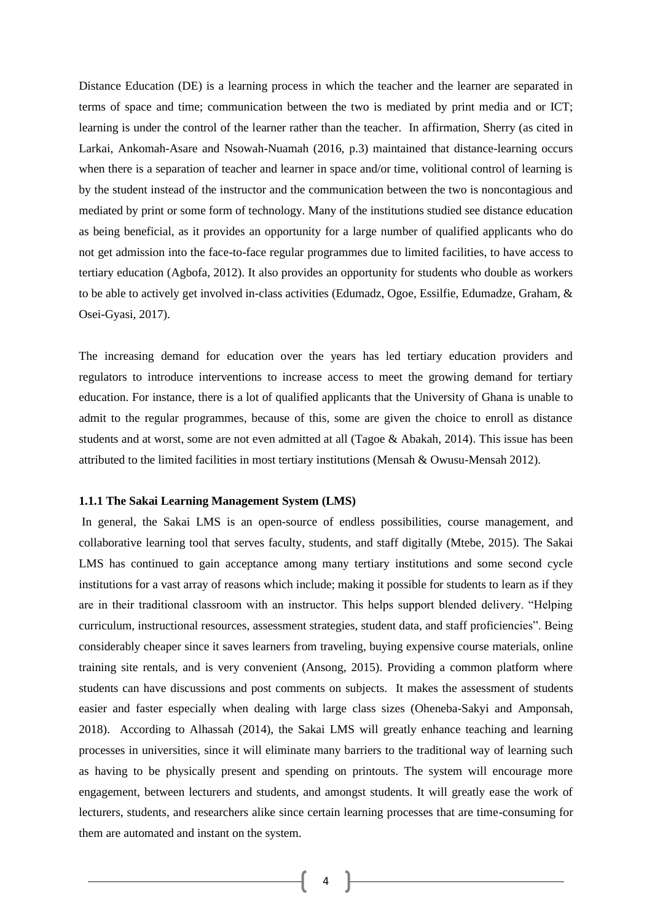Distance Education (DE) is a learning process in which the teacher and the learner are separated in terms of space and time; communication between the two is mediated by print media and or ICT; learning is under the control of the learner rather than the teacher. In affirmation, Sherry (as cited in Larkai, Ankomah-Asare and Nsowah-Nuamah (2016, p.3) maintained that distance-learning occurs when there is a separation of teacher and learner in space and/or time, volitional control of learning is by the student instead of the instructor and the communication between the two is noncontagious and mediated by print or some form of technology. Many of the institutions studied see distance education as being beneficial, as it provides an opportunity for a large number of qualified applicants who do not get admission into the face-to-face regular programmes due to limited facilities, to have access to tertiary education (Agbofa, 2012). It also provides an opportunity for students who double as workers to be able to actively get involved in-class activities (Edumadz, Ogoe, Essilfie, Edumadze, Graham, & Osei-Gyasi, 2017).

The increasing demand for education over the years has led tertiary education providers and regulators to introduce interventions to increase access to meet the growing demand for tertiary education. For instance, there is a lot of qualified applicants that the University of Ghana is unable to admit to the regular programmes, because of this, some are given the choice to enroll as distance students and at worst, some are not even admitted at all (Tagoe & Abakah, 2014). This issue has been attributed to the limited facilities in most tertiary institutions (Mensah & Owusu-Mensah 2012).

### 1.1.1 The Sakai Learning Management System (LMS)

In general, the Sakai LMS is an open-source of endless possibilities, course management, and collaborative learning tool that serves faculty, students, and staff digitally (Mtebe, 2015). The Sakai LMS has continued to gain acceptance among many tertiary institutions and some second cycle institutions for a vast array of reasons which include; making it possible for students to learn as if they are in their traditional classroom with an instructor. This helps support blended delivery. "Helping curriculum, instructional resources, assessment strategies, student data, and staff proficiencies". Being considerably cheaper since it saves learners from traveling, buying expensive course materials, online training site rentals, and is very convenient (Ansong, 2015). Providing a common platform where students can have discussions and post comments on subjects. It makes the assessment of students easier and faster especially when dealing with large class sizes (Oheneba-Sakyi and Amponsah, 2018). According to Alhassah (2014), the Sakai LMS will greatly enhance teaching and learning processes in universities, since it will eliminate many barriers to the traditional way of learning such as having to be physically present and spending on printouts. The system will encourage more engagement, between lecturers and students, and amongst students. It will greatly ease the work of lecturers, students, and researchers alike since certain learning processes that are time-consuming for them are automated and instant on the system.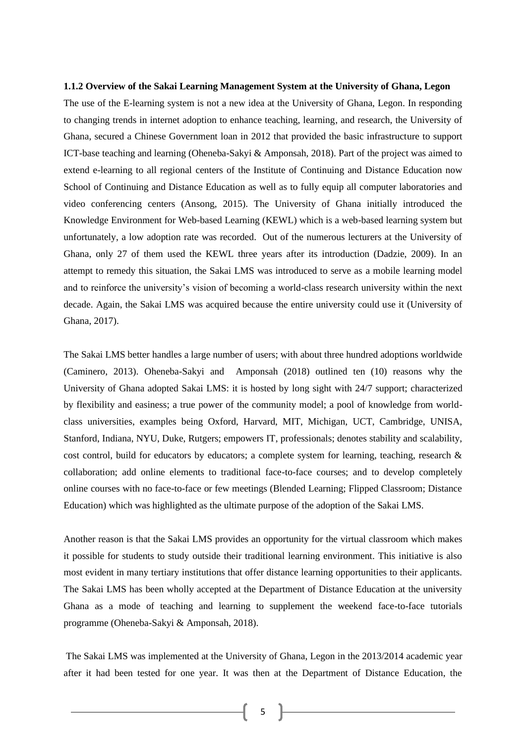**1.1.2 Overview of the Sakai Learning Management System at the University of Ghana, Legon**

The use of the E-learning system is not a new idea at the University of Ghana, Legon. In responding to changing trends in internet adoption to enhance teaching, learning, and research, the University of Ghana, secured a Chinese Government loan in 2012 that provided the basic infrastructure to support ICT-base teaching and learning (Oheneba-Sakyi & Amponsah, 2018). Part of the project was aimed to extend e-learning to all regional centers of the Institute of Continuing and Distance Education now School of Continuing and Distance Education as well as to fully equip all computer laboratories and video conferencing centers (Ansong, 2015). The University of Ghana initially introduced the Knowledge Environment for Web-based Learning (KEWL) which is a web-based learning system but unfortunately, a low adoption rate was recorded. Out of the numerous lecturers at the University of Ghana, only 27 of them used the KEWL three years after its introduction (Dadzie, 2009). In an attempt to remedy this situation, the Sakai LMS was introduced to serve as a mobile learning model and to reinforce the university's vision of becoming a world-class research university within the next decade. Again, the Sakai LMS was acquired because the entire university could use it (University of Ghana, 2017).

The Sakai LMS better handles a large number of users; with about three hundred adoptions worldwide (Caminero, 2013). Oheneba-Sakyi and Amponsah (2018) outlined ten (10) reasons why the University of Ghana adopted Sakai LMS: it is hosted by long sight with 24/7 support; characterized by flexibility and easiness; a true power of the community model; a pool of knowledge from world-class universities, examples being Oxford, Harvard, MIT, Michigan, UCT, Cambridge, UNISA, Stanford, Indiana, NYU, Duke, Rutgers; empowers IT, professionals; denotes stability and scalability, cost control, build for educators by educators; a complete system for learning, teaching, research & collaboration; add online elements to traditional face-to-face courses; and to develop completely online courses with no face-to-face or few meetings (Blended Learning; Flipped Classroom; Distance Education) which was highlighted as the ultimate purpose of the adoption of the Sakai LMS.

Another reason is that the Sakai LMS provides an opportunity for the virtual classroom which makes it possible for students to study outside their traditional learning environment. This initiative is also most evident in many tertiary institutions that offer distance learning opportunities to their applicants. The Sakai LMS has been wholly accepted at the Department of Distance Education at the university Ghana as a mode of teaching and learning to supplement the weekend face-to-face tutorials programme (Oheneba-Sakyi & Amponsah, 2018).

The Sakai LMS was implemented at the University of Ghana, Legon in the 2013/2014 academic year after it had been tested for one year. It was then at the Department of Distance Education, the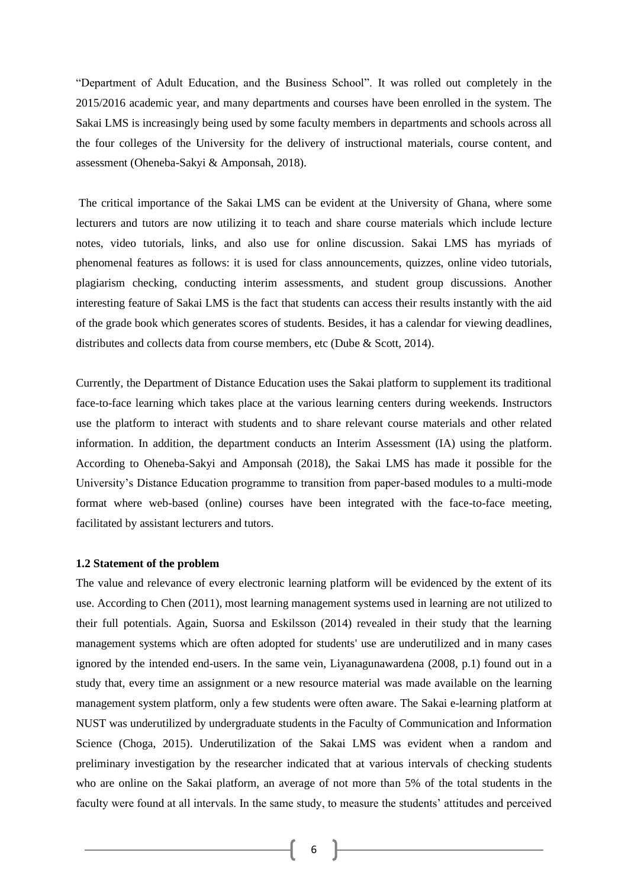"Department of Adult Education, and the Business School". It was rolled out completely in the 2015/2016 academic year, and many departments and courses have been enrolled in the system. The Sakai LMS is increasingly being used by some faculty members in departments and schools across all the four colleges of the University for the delivery of instructional materials, course content, and assessment (Oheneba-Sakyi & Amponsah, 2018).

The critical importance of the Sakai LMS can be evident at the University of Ghana, where some lecturers and tutors are now utilizing it to teach and share course materials which include lecture notes, video tutorials, links, and also use for online discussion. Sakai LMS has myriads of phenomenal features as follows: it is used for class announcements, quizzes, online video tutorials, plagiarism checking, conducting interim assessments, and student group discussions. Another interesting feature of Sakai LMS is the fact that students can access their results instantly with the aid of the grade book which generates scores of students. Besides, it has a calendar for viewing deadlines, distributes and collects data from course members, etc (Dube & Scott, 2014).

Currently, the Department of Distance Education uses the Sakai platform to supplement its traditional face-to-face learning which takes place at the various learning centers during weekends. Instructors use the platform to interact with students and to share relevant course materials and other related information. In addition, the department conducts an Interim Assessment (IA) using the platform. According to Oheneba-Sakyi and Amponsah (2018), the Sakai LMS has made it possible for the University's Distance Education programme to transition from paper-based modules to a multi-mode format where web-based (online) courses have been integrated with the face-to-face meeting, facilitated by assistant lecturers and tutors.

### 1.2 Statement of the problem

The value and relevance of every electronic learning platform will be evidenced by the extent of its use. According to Chen (2011), most learning management systems used in learning are not utilized to their full potentials. Again, Suorsa and Eskilsson (2014) revealed in their study that the learning management systems which are often adopted for students' use are underutilized and in many cases ignored by the intended end-users. In the same vein, Liyanagunawardena (2008, p.1) found out in a study that, every time an assignment or a new resource material was made available on the learning management system platform, only a few students were often aware. The Sakai e-learning platform at NUST was underutilized by undergraduate students in the Faculty of Communication and Information Science (Choga, 2015). Underutilization of the Sakai LMS was evident when a random and preliminary investigation by the researcher indicated that at various intervals of checking students who are online on the Sakai platform, an average of not more than 5% of the total students in the faculty were found at all intervals. In the same study, to measure the students' attitudes and perceived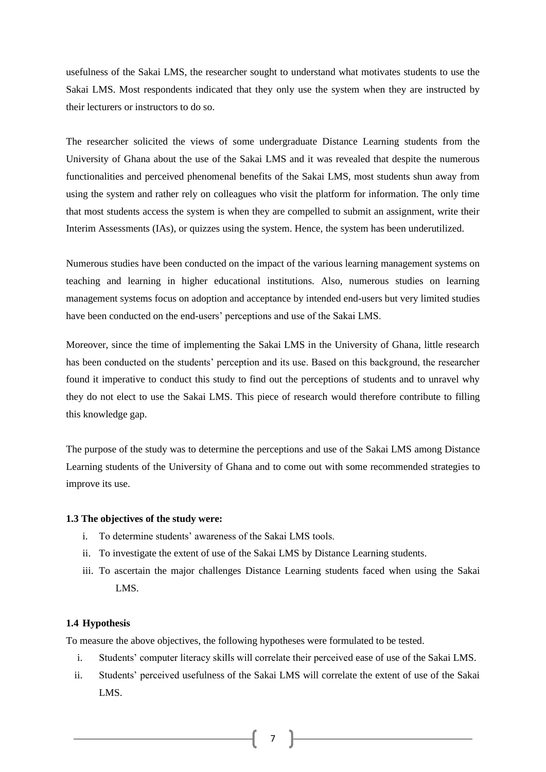usefulness of the Sakai LMS, the researcher sought to understand what motivates students to use the Sakai LMS. Most respondents indicated that they only use the system when they are instructed by their lecturers or instructors to do so.

The researcher solicited the views of some undergraduate Distance Learning students from the University of Ghana about the use of the Sakai LMS and it was revealed that despite the numerous functionalities and perceived phenomenal benefits of the Sakai LMS, most students shun away from using the system and rather rely on colleagues who visit the platform for information. The only time that most students access the system is when they are compelled to submit an assignment, write their Interim Assessments (IAs), or quizzes using the system. Hence, the system has been underutilized.

Numerous studies have been conducted on the impact of the various learning management systems on teaching and learning in higher educational institutions. Also, numerous studies on learning management systems focus on adoption and acceptance by intended end-users but very limited studies have been conducted on the end-users' perceptions and use of the Sakai LMS.

Moreover, since the time of implementing the Sakai LMS in the University of Ghana, little research has been conducted on the students' perception and its use. Based on this background, the researcher found it imperative to conduct this study to find out the perceptions of students and to unravel why they do not elect to use the Sakai LMS. This piece of research would therefore contribute to filling this knowledge gap.

The purpose of the study was to determine the perceptions and use of the Sakai LMS among Distance Learning students of the University of Ghana and to come out with some recommended strategies to improve its use.

### 1.3 The objectives of the study were:

i. To determine students' awareness of the Sakai LMS tools.
ii. To investigate the extent of use of the Sakai LMS by Distance Learning students.
iii. To ascertain the major challenges Distance Learning students faced when using the Sakai LMS.

### 1.4 Hypothesis

To measure the above objectives, the following hypotheses were formulated to be tested.

i. Students' computer literacy skills will correlate their perceived ease of use of the Sakai LMS.
ii. Students' perceived usefulness of the Sakai LMS will correlate the extent of use of the Sakai LMS.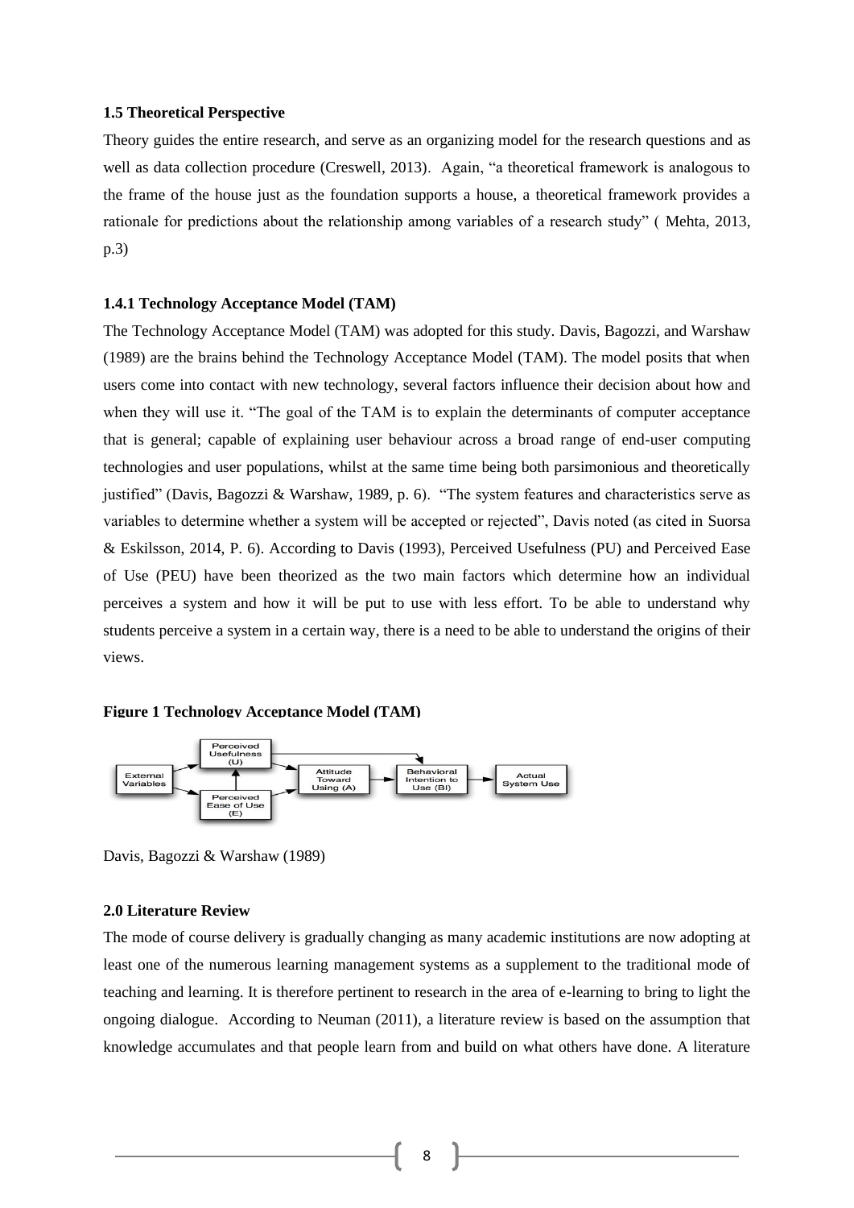**1.5 Theoretical Perspective**

Theory guides the entire research, and serve as an organizing model for the research questions and as well as data collection procedure (Creswell, 2013). Again, "a theoretical framework is analogous to the frame of the house just as the foundation supports a house, a theoretical framework provides a rationale for predictions about the relationship among variables of a research study" ( Mehta, 2013, p.3)

**1.4.1 Technology Acceptance Model (TAM)**

The Technology Acceptance Model (TAM) was adopted for this study. Davis, Bagozzi, and Warshaw (1989) are the brains behind the Technology Acceptance Model (TAM). The model posits that when users come into contact with new technology, several factors influence their decision about how and when they will use it. "The goal of the TAM is to explain the determinants of computer acceptance that is general; capable of explaining user behaviour across a broad range of end-user computing technologies and user populations, whilst at the same time being both parsimonious and theoretically justified" (Davis, Bagozzi & Warshaw, 1989, p. 6). "The system features and characteristics serve as variables to determine whether a system will be accepted or rejected", Davis noted (as cited in Suorsa & Eskilsson, 2014, P. 6). According to Davis (1993), Perceived Usefulness (PU) and Perceived Ease of Use (PEU) have been theorized as the two main factors which determine how an individual perceives a system and how it will be put to use with less effort. To be able to understand why students perceive a system in a certain way, there is a need to be able to understand the origins of their views.

**Figure 1 Technology Acceptance Model (TAM)**

External Variables → Perceived Usefulness (U) / Perceived Ease of Use (E) → Attitude Toward Using (A) → Behavioral Intention to Use (BI) → Actual System Use

Davis, Bagozzi & Warshaw (1989)

**2.0 Literature Review**

The mode of course delivery is gradually changing as many academic institutions are now adopting at least one of the numerous learning management systems as a supplement to the traditional mode of teaching and learning. It is therefore pertinent to research in the area of e-learning to bring to light the ongoing dialogue. According to Neuman (2011), a literature review is based on the assumption that knowledge accumulates and that people learn from and build on what others have done. A literature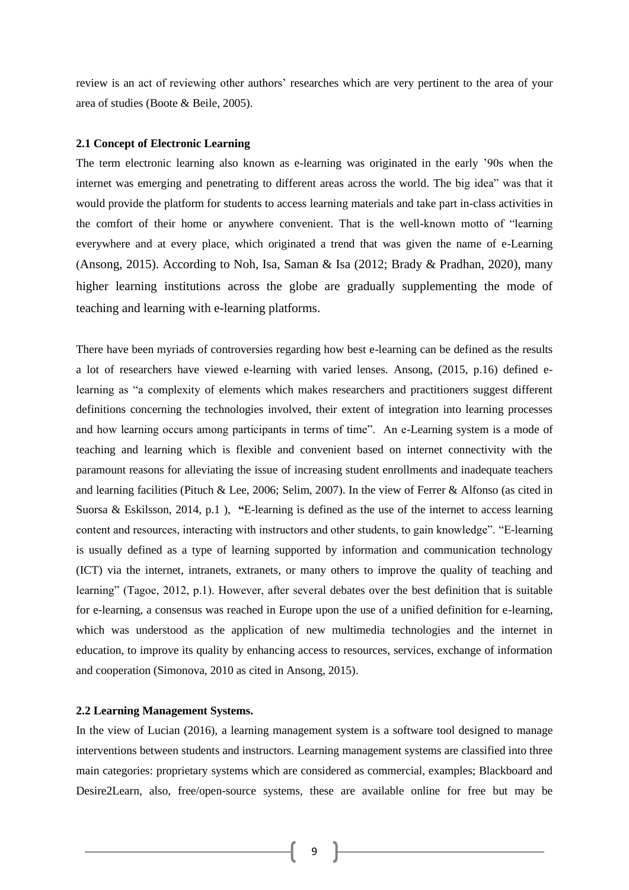review is an act of reviewing other authors' researches which are very pertinent to the area of your area of studies (Boote & Beile, 2005).

### 2.1 Concept of Electronic Learning

The term electronic learning also known as e-learning was originated in the early '90s when the internet was emerging and penetrating to different areas across the world. The big idea" was that it would provide the platform for students to access learning materials and take part in-class activities in the comfort of their home or anywhere convenient. That is the well-known motto of "learning everywhere and at every place, which originated a trend that was given the name of e-Learning (Ansong, 2015). According to Noh, Isa, Saman & Isa (2012; Brady & Pradhan, 2020), many higher learning institutions across the globe are gradually supplementing the mode of teaching and learning with e-learning platforms.

There have been myriads of controversies regarding how best e-learning can be defined as the results a lot of researchers have viewed e-learning with varied lenses. Ansong, (2015, p.16) defined e-learning as "a complexity of elements which makes researchers and practitioners suggest different definitions concerning the technologies involved, their extent of integration into learning processes and how learning occurs among participants in terms of time". An e-Learning system is a mode of teaching and learning which is flexible and convenient based on internet connectivity with the paramount reasons for alleviating the issue of increasing student enrollments and inadequate teachers and learning facilities (Pituch & Lee, 2006; Selim, 2007). In the view of Ferrer & Alfonso (as cited in Suorsa & Eskilsson, 2014, p.1 ), **"**E-learning is defined as the use of the internet to access learning content and resources, interacting with instructors and other students, to gain knowledge". "E-learning is usually defined as a type of learning supported by information and communication technology (ICT) via the internet, intranets, extranets, or many others to improve the quality of teaching and learning" (Tagoe, 2012, p.1). However, after several debates over the best definition that is suitable for e-learning, a consensus was reached in Europe upon the use of a unified definition for e-learning, which was understood as the application of new multimedia technologies and the internet in education, to improve its quality by enhancing access to resources, services, exchange of information and cooperation (Simonova, 2010 as cited in Ansong, 2015).

### 2.2 Learning Management Systems.

In the view of Lucian (2016), a learning management system is a software tool designed to manage interventions between students and instructors. Learning management systems are classified into three main categories: proprietary systems which are considered as commercial, examples; Blackboard and Desire2Learn, also, free/open-source systems, these are available online for free but may be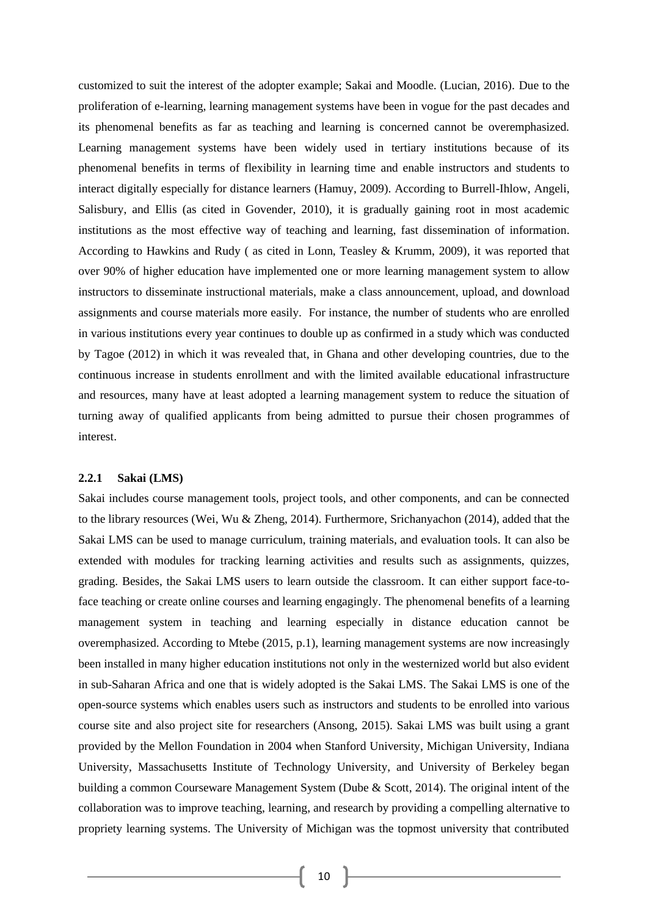customized to suit the interest of the adopter example; Sakai and Moodle. (Lucian, 2016). Due to the proliferation of e-learning, learning management systems have been in vogue for the past decades and its phenomenal benefits as far as teaching and learning is concerned cannot be overemphasized. Learning management systems have been widely used in tertiary institutions because of its phenomenal benefits in terms of flexibility in learning time and enable instructors and students to interact digitally especially for distance learners (Hamuy, 2009). According to Burrell-Ihlow, Angeli, Salisbury, and Ellis (as cited in Govender, 2010), it is gradually gaining root in most academic institutions as the most effective way of teaching and learning, fast dissemination of information. According to Hawkins and Rudy ( as cited in Lonn, Teasley & Krumm, 2009), it was reported that over 90% of higher education have implemented one or more learning management system to allow instructors to disseminate instructional materials, make a class announcement, upload, and download assignments and course materials more easily. For instance, the number of students who are enrolled in various institutions every year continues to double up as confirmed in a study which was conducted by Tagoe (2012) in which it was revealed that, in Ghana and other developing countries, due to the continuous increase in students enrollment and with the limited available educational infrastructure and resources, many have at least adopted a learning management system to reduce the situation of turning away of qualified applicants from being admitted to pursue their chosen programmes of interest.

### 2.2.1 Sakai (LMS)

Sakai includes course management tools, project tools, and other components, and can be connected to the library resources (Wei, Wu & Zheng, 2014). Furthermore, Srichanyachon (2014), added that the Sakai LMS can be used to manage curriculum, training materials, and evaluation tools. It can also be extended with modules for tracking learning activities and results such as assignments, quizzes, grading. Besides, the Sakai LMS users to learn outside the classroom. It can either support face-to-face teaching or create online courses and learning engagingly. The phenomenal benefits of a learning management system in teaching and learning especially in distance education cannot be overemphasized. According to Mtebe (2015, p.1), learning management systems are now increasingly been installed in many higher education institutions not only in the westernized world but also evident in sub-Saharan Africa and one that is widely adopted is the Sakai LMS. The Sakai LMS is one of the open-source systems which enables users such as instructors and students to be enrolled into various course site and also project site for researchers (Ansong, 2015). Sakai LMS was built using a grant provided by the Mellon Foundation in 2004 when Stanford University, Michigan University, Indiana University, Massachusetts Institute of Technology University, and University of Berkeley began building a common Courseware Management System (Dube & Scott, 2014). The original intent of the collaboration was to improve teaching, learning, and research by providing a compelling alternative to propriety learning systems. The University of Michigan was the topmost university that contributed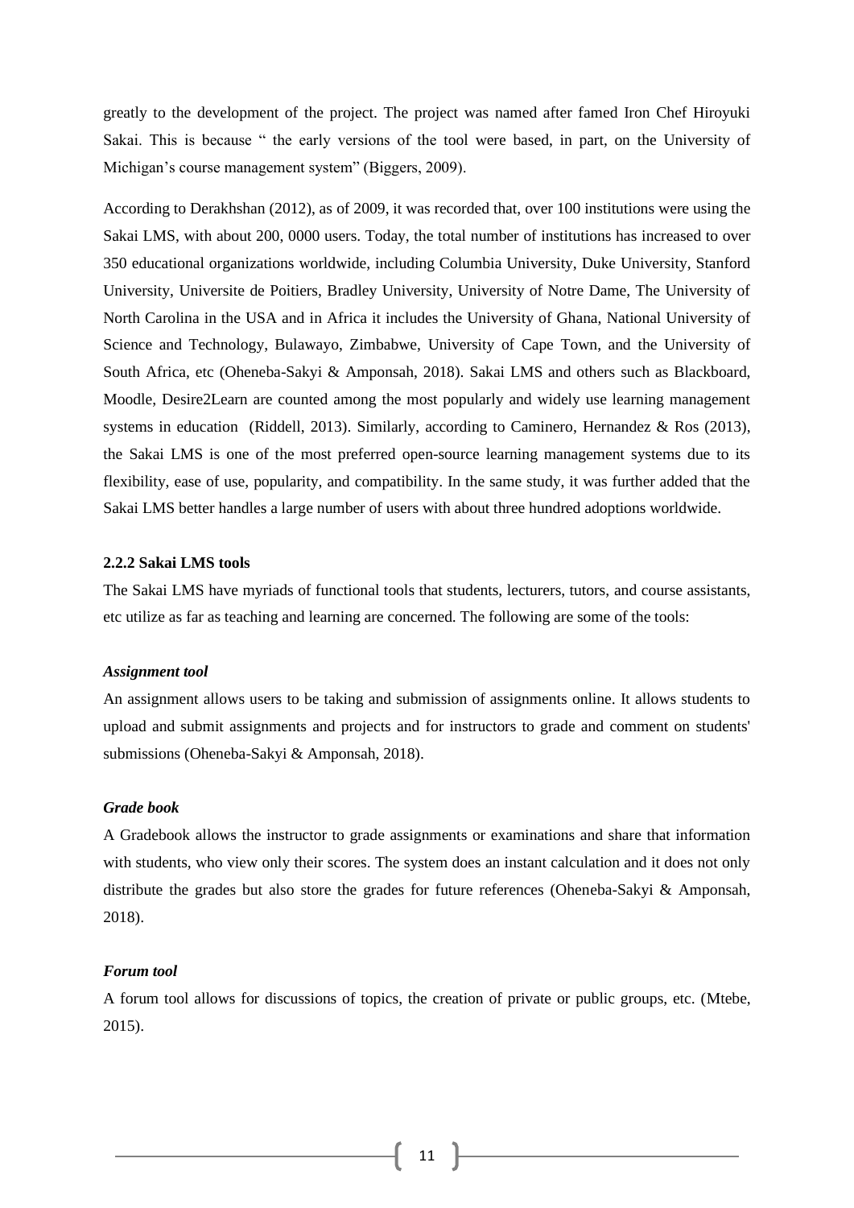greatly to the development of the project. The project was named after famed Iron Chef Hiroyuki Sakai. This is because " the early versions of the tool were based, in part, on the University of Michigan's course management system" (Biggers, 2009).

According to Derakhshan (2012), as of 2009, it was recorded that, over 100 institutions were using the Sakai LMS, with about 200, 0000 users. Today, the total number of institutions has increased to over 350 educational organizations worldwide, including Columbia University, Duke University, Stanford University, Universite de Poitiers, Bradley University, University of Notre Dame, The University of North Carolina in the USA and in Africa it includes the University of Ghana, National University of Science and Technology, Bulawayo, Zimbabwe, University of Cape Town, and the University of South Africa, etc (Oheneba-Sakyi & Amponsah, 2018). Sakai LMS and others such as Blackboard, Moodle, Desire2Learn are counted among the most popularly and widely use learning management systems in education (Riddell, 2013). Similarly, according to Caminero, Hernandez & Ros (2013), the Sakai LMS is one of the most preferred open-source learning management systems due to its flexibility, ease of use, popularity, and compatibility. In the same study, it was further added that the Sakai LMS better handles a large number of users with about three hundred adoptions worldwide.

#### 2.2.2 Sakai LMS tools

The Sakai LMS have myriads of functional tools that students, lecturers, tutors, and course assistants, etc utilize as far as teaching and learning are concerned. The following are some of the tools:

***Assignment tool***

An assignment allows users to be taking and submission of assignments online. It allows students to upload and submit assignments and projects and for instructors to grade and comment on students' submissions (Oheneba-Sakyi & Amponsah, 2018).

***Grade book***

A Gradebook allows the instructor to grade assignments or examinations and share that information with students, who view only their scores. The system does an instant calculation and it does not only distribute the grades but also store the grades for future references (Oheneba-Sakyi & Amponsah, 2018).

***Forum tool***

A forum tool allows for discussions of topics, the creation of private or public groups, etc. (Mtebe, 2015).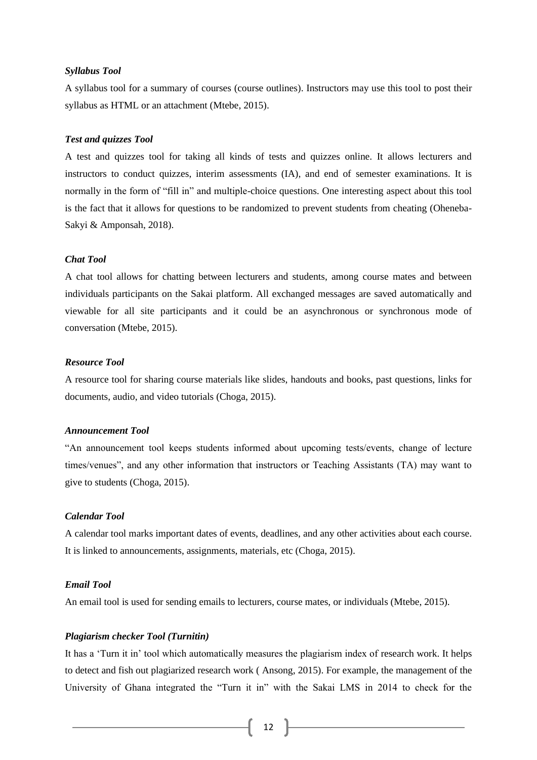***Syllabus Tool***

A syllabus tool for a summary of courses (course outlines). Instructors may use this tool to post their syllabus as HTML or an attachment (Mtebe, 2015).

***Test and quizzes Tool***

A test and quizzes tool for taking all kinds of tests and quizzes online. It allows lecturers and instructors to conduct quizzes, interim assessments (IA), and end of semester examinations. It is normally in the form of "fill in" and multiple-choice questions. One interesting aspect about this tool is the fact that it allows for questions to be randomized to prevent students from cheating (Oheneba-Sakyi & Amponsah, 2018).

***Chat Tool***

A chat tool allows for chatting between lecturers and students, among course mates and between individuals participants on the Sakai platform. All exchanged messages are saved automatically and viewable for all site participants and it could be an asynchronous or synchronous mode of conversation (Mtebe, 2015).

***Resource Tool***

A resource tool for sharing course materials like slides, handouts and books, past questions, links for documents, audio, and video tutorials (Choga, 2015).

***Announcement Tool***

"An announcement tool keeps students informed about upcoming tests/events, change of lecture times/venues", and any other information that instructors or Teaching Assistants (TA) may want to give to students (Choga, 2015).

***Calendar Tool***

A calendar tool marks important dates of events, deadlines, and any other activities about each course. It is linked to announcements, assignments, materials, etc (Choga, 2015).

***Email Tool***

An email tool is used for sending emails to lecturers, course mates, or individuals (Mtebe, 2015).

***Plagiarism checker Tool (Turnitin)***

It has a 'Turn it in' tool which automatically measures the plagiarism index of research work. It helps to detect and fish out plagiarized research work ( Ansong, 2015). For example, the management of the University of Ghana integrated the "Turn it in" with the Sakai LMS in 2014 to check for the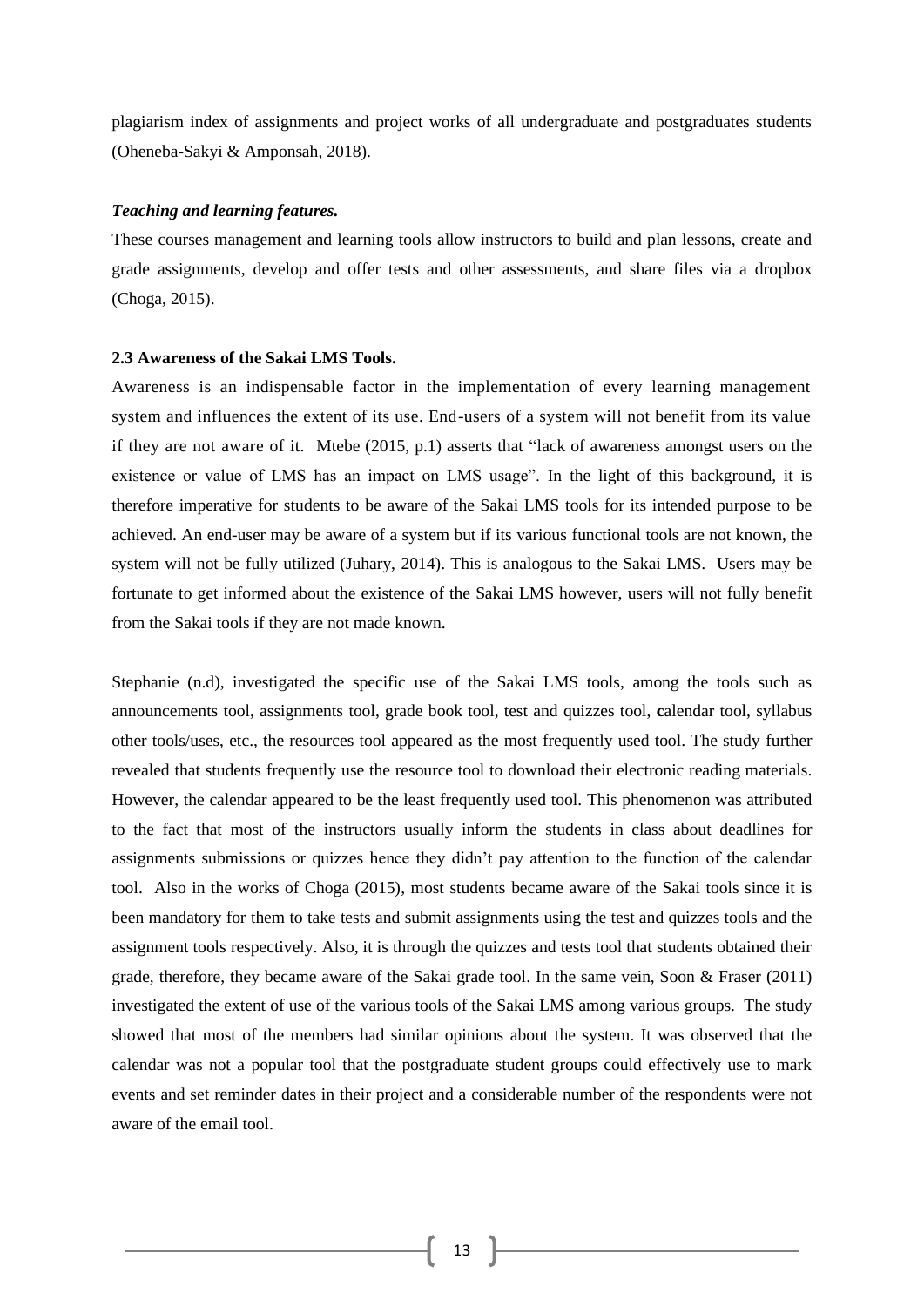plagiarism index of assignments and project works of all undergraduate and postgraduates students (Oheneba-Sakyi & Amponsah, 2018).

***Teaching and learning features.***

These courses management and learning tools allow instructors to build and plan lessons, create and grade assignments, develop and offer tests and other assessments, and share files via a dropbox (Choga, 2015).

**2.3 Awareness of the Sakai LMS Tools.**

Awareness is an indispensable factor in the implementation of every learning management system and influences the extent of its use. End-users of a system will not benefit from its value if they are not aware of it. Mtebe (2015, p.1) asserts that "lack of awareness amongst users on the existence or value of LMS has an impact on LMS usage". In the light of this background, it is therefore imperative for students to be aware of the Sakai LMS tools for its intended purpose to be achieved. An end-user may be aware of a system but if its various functional tools are not known, the system will not be fully utilized (Juhary, 2014). This is analogous to the Sakai LMS. Users may be fortunate to get informed about the existence of the Sakai LMS however, users will not fully benefit from the Sakai tools if they are not made known.

Stephanie (n.d), investigated the specific use of the Sakai LMS tools, among the tools such as announcements tool, assignments tool, grade book tool, test and quizzes tool, **c**alendar tool, syllabus other tools/uses, etc., the resources tool appeared as the most frequently used tool. The study further revealed that students frequently use the resource tool to download their electronic reading materials. However, the calendar appeared to be the least frequently used tool. This phenomenon was attributed to the fact that most of the instructors usually inform the students in class about deadlines for assignments submissions or quizzes hence they didn't pay attention to the function of the calendar tool. Also in the works of Choga (2015), most students became aware of the Sakai tools since it is been mandatory for them to take tests and submit assignments using the test and quizzes tools and the assignment tools respectively. Also, it is through the quizzes and tests tool that students obtained their grade, therefore, they became aware of the Sakai grade tool. In the same vein, Soon & Fraser (2011) investigated the extent of use of the various tools of the Sakai LMS among various groups. The study showed that most of the members had similar opinions about the system. It was observed that the calendar was not a popular tool that the postgraduate student groups could effectively use to mark events and set reminder dates in their project and a considerable number of the respondents were not aware of the email tool.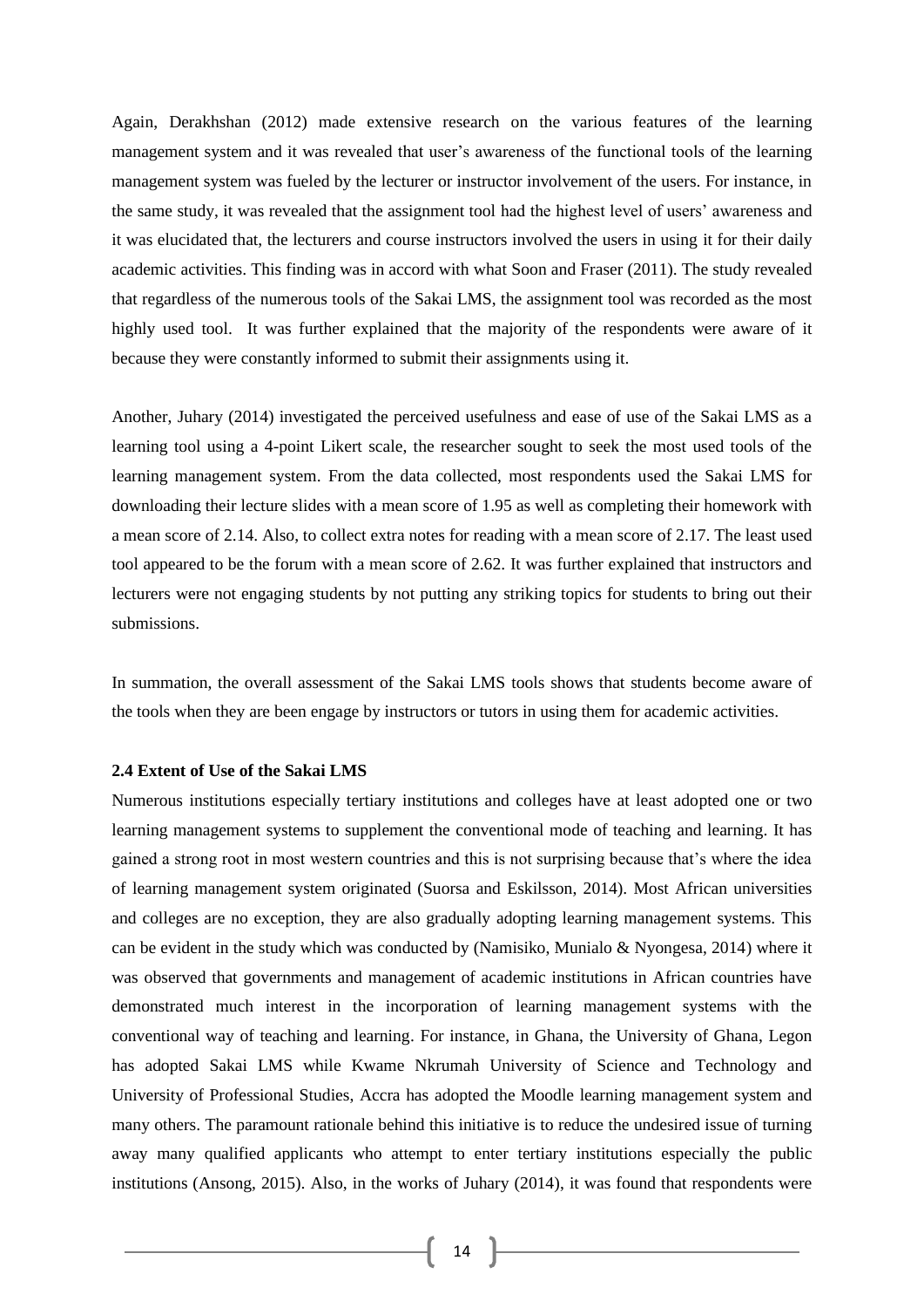Again, Derakhshan (2012) made extensive research on the various features of the learning management system and it was revealed that user's awareness of the functional tools of the learning management system was fueled by the lecturer or instructor involvement of the users. For instance, in the same study, it was revealed that the assignment tool had the highest level of users' awareness and it was elucidated that, the lecturers and course instructors involved the users in using it for their daily academic activities. This finding was in accord with what Soon and Fraser (2011). The study revealed that regardless of the numerous tools of the Sakai LMS, the assignment tool was recorded as the most highly used tool. It was further explained that the majority of the respondents were aware of it because they were constantly informed to submit their assignments using it.

Another, Juhary (2014) investigated the perceived usefulness and ease of use of the Sakai LMS as a learning tool using a 4-point Likert scale, the researcher sought to seek the most used tools of the learning management system. From the data collected, most respondents used the Sakai LMS for downloading their lecture slides with a mean score of 1.95 as well as completing their homework with a mean score of 2.14. Also, to collect extra notes for reading with a mean score of 2.17. The least used tool appeared to be the forum with a mean score of 2.62. It was further explained that instructors and lecturers were not engaging students by not putting any striking topics for students to bring out their submissions.

In summation, the overall assessment of the Sakai LMS tools shows that students become aware of the tools when they are been engage by instructors or tutors in using them for academic activities.

**2.4 Extent of Use of the Sakai LMS**

Numerous institutions especially tertiary institutions and colleges have at least adopted one or two learning management systems to supplement the conventional mode of teaching and learning. It has gained a strong root in most western countries and this is not surprising because that's where the idea of learning management system originated (Suorsa and Eskilsson, 2014). Most African universities and colleges are no exception, they are also gradually adopting learning management systems. This can be evident in the study which was conducted by (Namisiko, Munialo & Nyongesa, 2014) where it was observed that governments and management of academic institutions in African countries have demonstrated much interest in the incorporation of learning management systems with the conventional way of teaching and learning. For instance, in Ghana, the University of Ghana, Legon has adopted Sakai LMS while Kwame Nkrumah University of Science and Technology and University of Professional Studies, Accra has adopted the Moodle learning management system and many others. The paramount rationale behind this initiative is to reduce the undesired issue of turning away many qualified applicants who attempt to enter tertiary institutions especially the public institutions (Ansong, 2015). Also, in the works of Juhary (2014), it was found that respondents were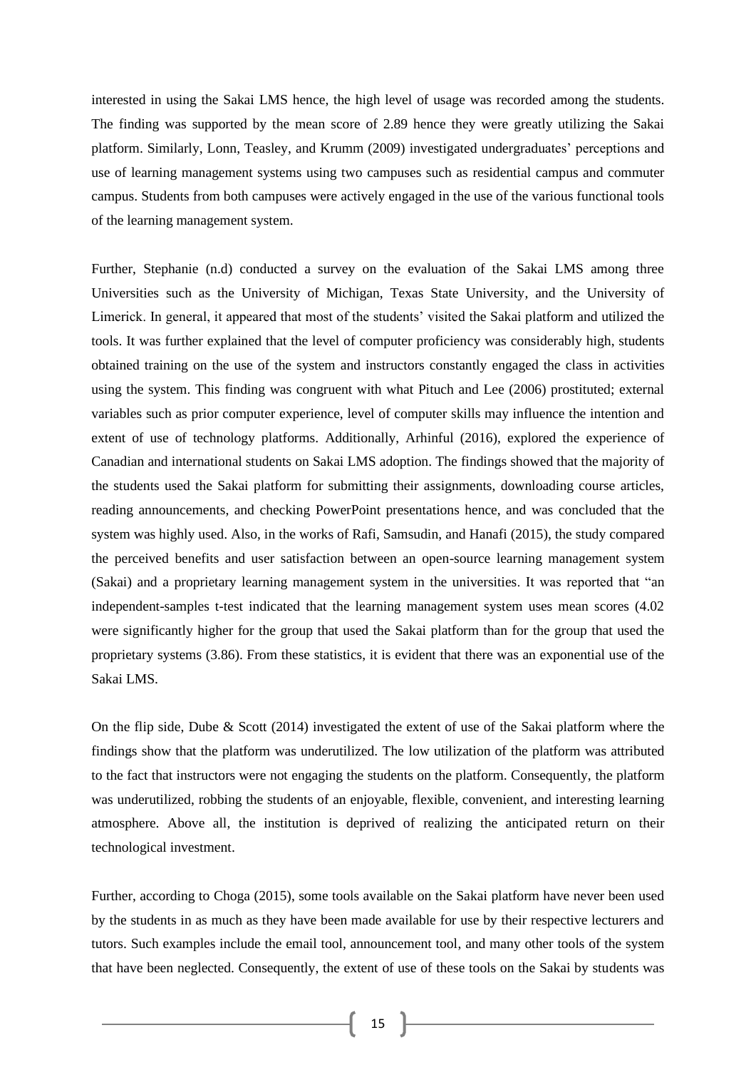interested in using the Sakai LMS hence, the high level of usage was recorded among the students. The finding was supported by the mean score of 2.89 hence they were greatly utilizing the Sakai platform. Similarly, Lonn, Teasley, and Krumm (2009) investigated undergraduates' perceptions and use of learning management systems using two campuses such as residential campus and commuter campus. Students from both campuses were actively engaged in the use of the various functional tools of the learning management system.

Further, Stephanie (n.d) conducted a survey on the evaluation of the Sakai LMS among three Universities such as the University of Michigan, Texas State University, and the University of Limerick. In general, it appeared that most of the students' visited the Sakai platform and utilized the tools. It was further explained that the level of computer proficiency was considerably high, students obtained training on the use of the system and instructors constantly engaged the class in activities using the system. This finding was congruent with what Pituch and Lee (2006) prostituted; external variables such as prior computer experience, level of computer skills may influence the intention and extent of use of technology platforms. Additionally, Arhinful (2016), explored the experience of Canadian and international students on Sakai LMS adoption. The findings showed that the majority of the students used the Sakai platform for submitting their assignments, downloading course articles, reading announcements, and checking PowerPoint presentations hence, and was concluded that the system was highly used. Also, in the works of Rafi, Samsudin, and Hanafi (2015), the study compared the perceived benefits and user satisfaction between an open-source learning management system (Sakai) and a proprietary learning management system in the universities. It was reported that "an independent-samples t-test indicated that the learning management system uses mean scores (4.02 were significantly higher for the group that used the Sakai platform than for the group that used the proprietary systems (3.86). From these statistics, it is evident that there was an exponential use of the Sakai LMS.

On the flip side, Dube & Scott (2014) investigated the extent of use of the Sakai platform where the findings show that the platform was underutilized. The low utilization of the platform was attributed to the fact that instructors were not engaging the students on the platform. Consequently, the platform was underutilized, robbing the students of an enjoyable, flexible, convenient, and interesting learning atmosphere. Above all, the institution is deprived of realizing the anticipated return on their technological investment.

Further, according to Choga (2015), some tools available on the Sakai platform have never been used by the students in as much as they have been made available for use by their respective lecturers and tutors. Such examples include the email tool, announcement tool, and many other tools of the system that have been neglected. Consequently, the extent of use of these tools on the Sakai by students was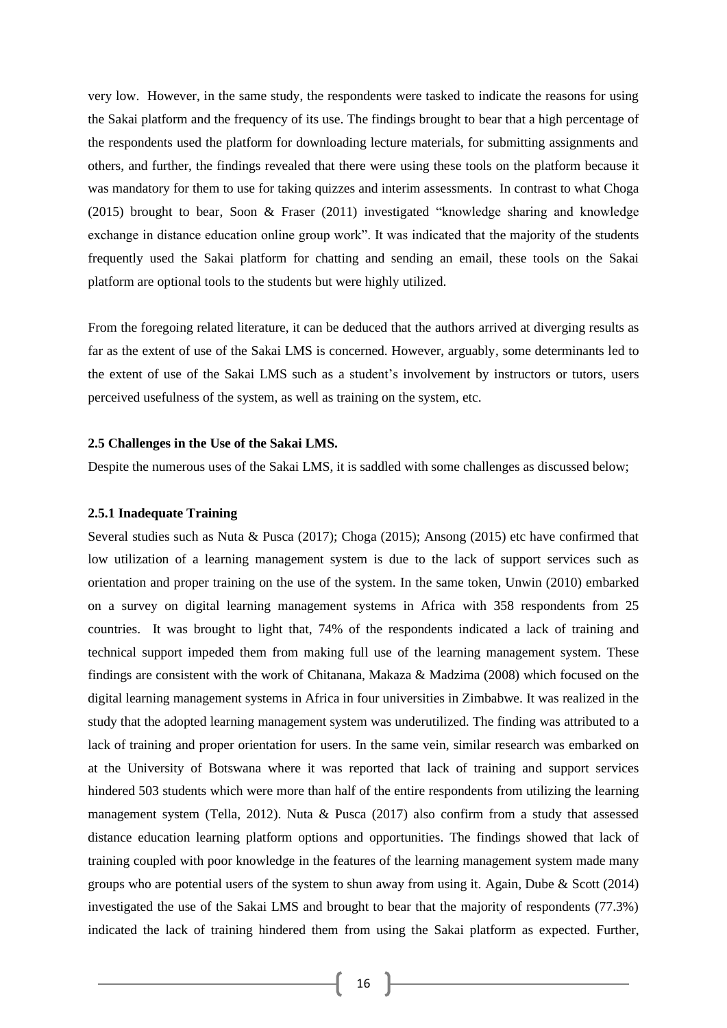very low. However, in the same study, the respondents were tasked to indicate the reasons for using the Sakai platform and the frequency of its use. The findings brought to bear that a high percentage of the respondents used the platform for downloading lecture materials, for submitting assignments and others, and further, the findings revealed that there were using these tools on the platform because it was mandatory for them to use for taking quizzes and interim assessments. In contrast to what Choga (2015) brought to bear, Soon & Fraser (2011) investigated "knowledge sharing and knowledge exchange in distance education online group work". It was indicated that the majority of the students frequently used the Sakai platform for chatting and sending an email, these tools on the Sakai platform are optional tools to the students but were highly utilized.

From the foregoing related literature, it can be deduced that the authors arrived at diverging results as far as the extent of use of the Sakai LMS is concerned. However, arguably, some determinants led to the extent of use of the Sakai LMS such as a student's involvement by instructors or tutors, users perceived usefulness of the system, as well as training on the system, etc.

### 2.5 Challenges in the Use of the Sakai LMS.

Despite the numerous uses of the Sakai LMS, it is saddled with some challenges as discussed below;

#### 2.5.1 Inadequate Training

Several studies such as Nuta & Pusca (2017); Choga (2015); Ansong (2015) etc have confirmed that low utilization of a learning management system is due to the lack of support services such as orientation and proper training on the use of the system. In the same token, Unwin (2010) embarked on a survey on digital learning management systems in Africa with 358 respondents from 25 countries. It was brought to light that, 74% of the respondents indicated a lack of training and technical support impeded them from making full use of the learning management system. These findings are consistent with the work of Chitanana, Makaza & Madzima (2008) which focused on the digital learning management systems in Africa in four universities in Zimbabwe. It was realized in the study that the adopted learning management system was underutilized. The finding was attributed to a lack of training and proper orientation for users. In the same vein, similar research was embarked on at the University of Botswana where it was reported that lack of training and support services hindered 503 students which were more than half of the entire respondents from utilizing the learning management system (Tella, 2012). Nuta & Pusca (2017) also confirm from a study that assessed distance education learning platform options and opportunities. The findings showed that lack of training coupled with poor knowledge in the features of the learning management system made many groups who are potential users of the system to shun away from using it. Again, Dube & Scott (2014) investigated the use of the Sakai LMS and brought to bear that the majority of respondents (77.3%) indicated the lack of training hindered them from using the Sakai platform as expected. Further,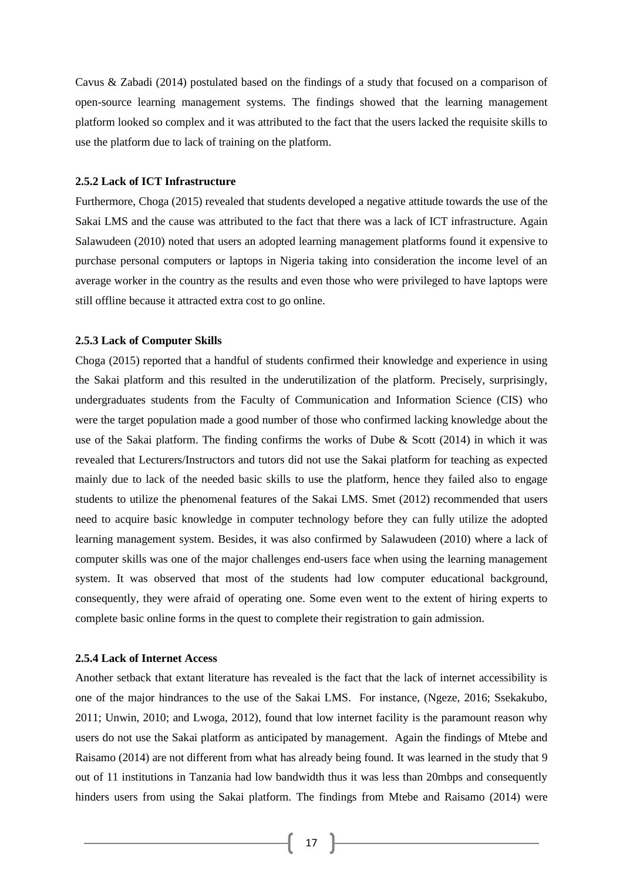Cavus & Zabadi (2014) postulated based on the findings of a study that focused on a comparison of open-source learning management systems. The findings showed that the learning management platform looked so complex and it was attributed to the fact that the users lacked the requisite skills to use the platform due to lack of training on the platform.

#### 2.5.2 Lack of ICT Infrastructure

Furthermore, Choga (2015) revealed that students developed a negative attitude towards the use of the Sakai LMS and the cause was attributed to the fact that there was a lack of ICT infrastructure. Again Salawudeen (2010) noted that users an adopted learning management platforms found it expensive to purchase personal computers or laptops in Nigeria taking into consideration the income level of an average worker in the country as the results and even those who were privileged to have laptops were still offline because it attracted extra cost to go online.

#### 2.5.3 Lack of Computer Skills

Choga (2015) reported that a handful of students confirmed their knowledge and experience in using the Sakai platform and this resulted in the underutilization of the platform. Precisely, surprisingly, undergraduates students from the Faculty of Communication and Information Science (CIS) who were the target population made a good number of those who confirmed lacking knowledge about the use of the Sakai platform. The finding confirms the works of Dube & Scott (2014) in which it was revealed that Lecturers/Instructors and tutors did not use the Sakai platform for teaching as expected mainly due to lack of the needed basic skills to use the platform, hence they failed also to engage students to utilize the phenomenal features of the Sakai LMS. Smet (2012) recommended that users need to acquire basic knowledge in computer technology before they can fully utilize the adopted learning management system. Besides, it was also confirmed by Salawudeen (2010) where a lack of computer skills was one of the major challenges end-users face when using the learning management system. It was observed that most of the students had low computer educational background, consequently, they were afraid of operating one. Some even went to the extent of hiring experts to complete basic online forms in the quest to complete their registration to gain admission.

#### 2.5.4 Lack of Internet Access

Another setback that extant literature has revealed is the fact that the lack of internet accessibility is one of the major hindrances to the use of the Sakai LMS. For instance, (Ngeze, 2016; Ssekakubo, 2011; Unwin, 2010; and Lwoga, 2012), found that low internet facility is the paramount reason why users do not use the Sakai platform as anticipated by management. Again the findings of Mtebe and Raisamo (2014) are not different from what has already being found. It was learned in the study that 9 out of 11 institutions in Tanzania had low bandwidth thus it was less than 20mbps and consequently hinders users from using the Sakai platform. The findings from Mtebe and Raisamo (2014) were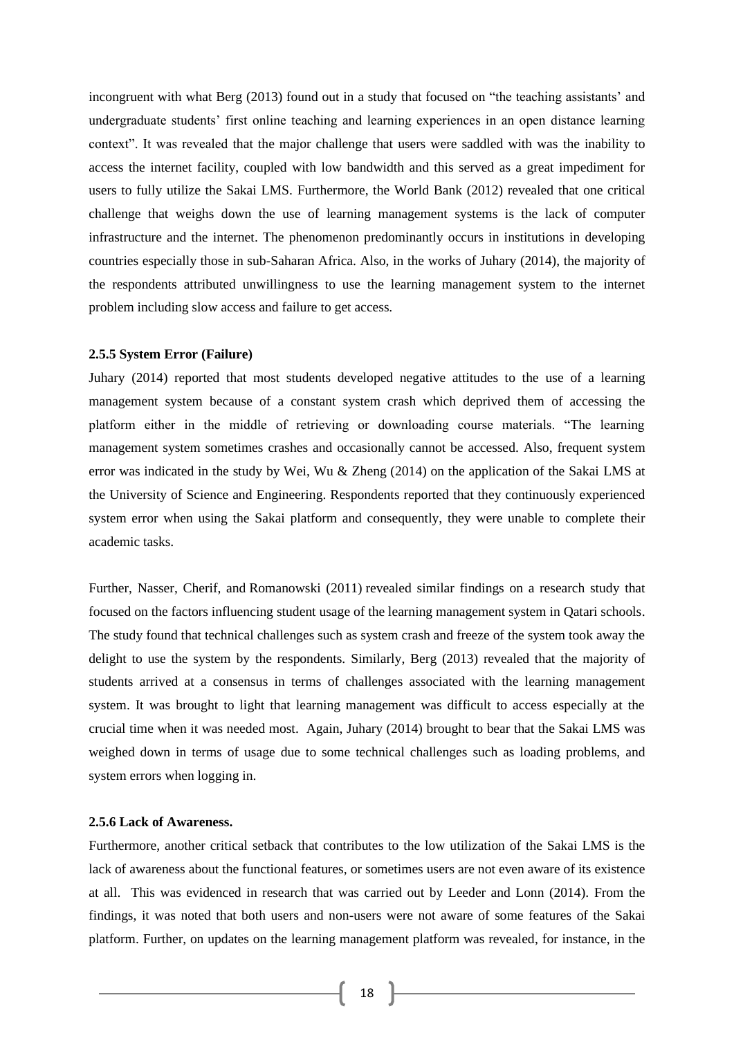incongruent with what Berg (2013) found out in a study that focused on "the teaching assistants' and undergraduate students' first online teaching and learning experiences in an open distance learning context". It was revealed that the major challenge that users were saddled with was the inability to access the internet facility, coupled with low bandwidth and this served as a great impediment for users to fully utilize the Sakai LMS. Furthermore, the World Bank (2012) revealed that one critical challenge that weighs down the use of learning management systems is the lack of computer infrastructure and the internet. The phenomenon predominantly occurs in institutions in developing countries especially those in sub-Saharan Africa. Also, in the works of Juhary (2014), the majority of the respondents attributed unwillingness to use the learning management system to the internet problem including slow access and failure to get access.

### 2.5.5 System Error (Failure)

Juhary (2014) reported that most students developed negative attitudes to the use of a learning management system because of a constant system crash which deprived them of accessing the platform either in the middle of retrieving or downloading course materials. "The learning management system sometimes crashes and occasionally cannot be accessed. Also, frequent system error was indicated in the study by Wei, Wu & Zheng (2014) on the application of the Sakai LMS at the University of Science and Engineering. Respondents reported that they continuously experienced system error when using the Sakai platform and consequently, they were unable to complete their academic tasks.

Further, Nasser, Cherif, and Romanowski (2011) revealed similar findings on a research study that focused on the factors influencing student usage of the learning management system in Qatari schools. The study found that technical challenges such as system crash and freeze of the system took away the delight to use the system by the respondents. Similarly, Berg (2013) revealed that the majority of students arrived at a consensus in terms of challenges associated with the learning management system. It was brought to light that learning management was difficult to access especially at the crucial time when it was needed most. Again, Juhary (2014) brought to bear that the Sakai LMS was weighed down in terms of usage due to some technical challenges such as loading problems, and system errors when logging in.

### 2.5.6 Lack of Awareness.

Furthermore, another critical setback that contributes to the low utilization of the Sakai LMS is the lack of awareness about the functional features, or sometimes users are not even aware of its existence at all. This was evidenced in research that was carried out by Leeder and Lonn (2014). From the findings, it was noted that both users and non-users were not aware of some features of the Sakai platform. Further, on updates on the learning management platform was revealed, for instance, in the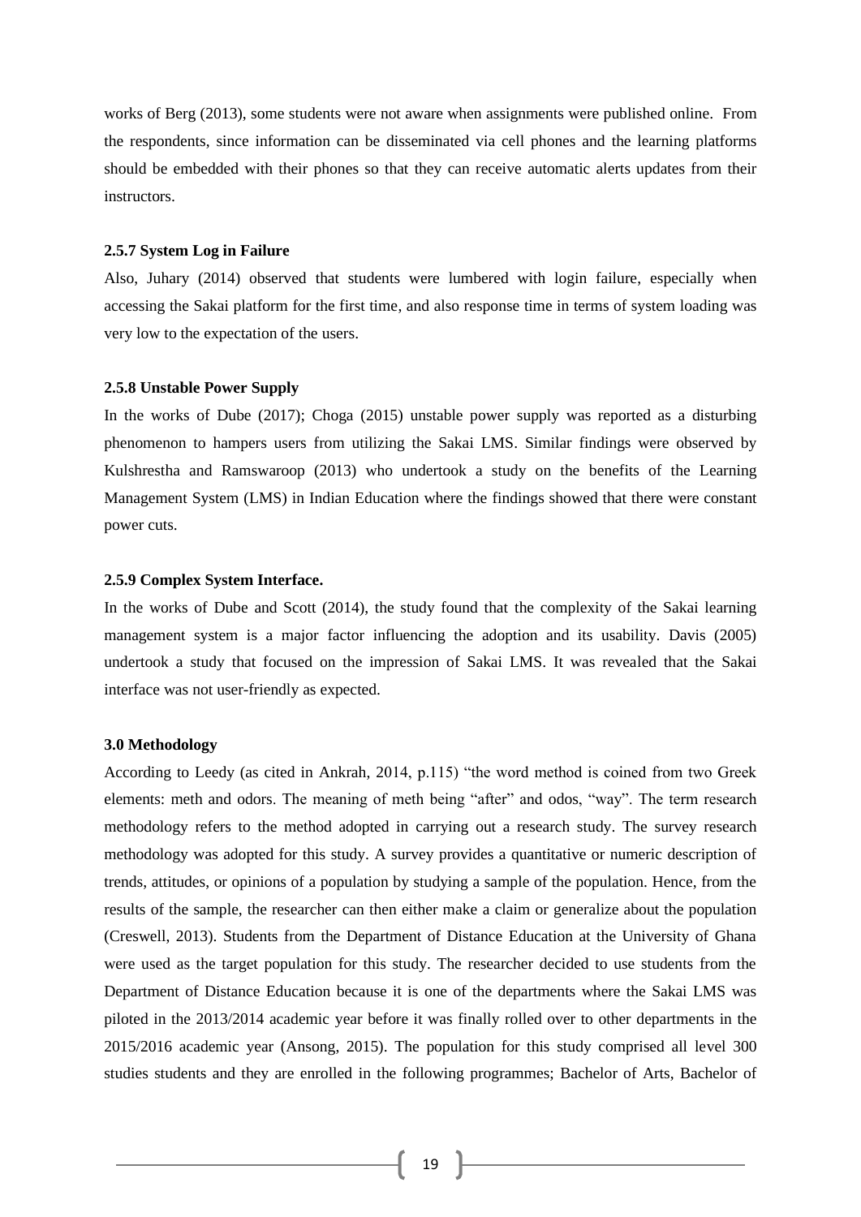works of Berg (2013), some students were not aware when assignments were published online. From the respondents, since information can be disseminated via cell phones and the learning platforms should be embedded with their phones so that they can receive automatic alerts updates from their instructors.

### 2.5.7 System Log in Failure

Also, Juhary (2014) observed that students were lumbered with login failure, especially when accessing the Sakai platform for the first time, and also response time in terms of system loading was very low to the expectation of the users.

### 2.5.8 Unstable Power Supply

In the works of Dube (2017); Choga (2015) unstable power supply was reported as a disturbing phenomenon to hampers users from utilizing the Sakai LMS. Similar findings were observed by Kulshrestha and Ramswaroop (2013) who undertook a study on the benefits of the Learning Management System (LMS) in Indian Education where the findings showed that there were constant power cuts.

### 2.5.9 Complex System Interface.

In the works of Dube and Scott (2014), the study found that the complexity of the Sakai learning management system is a major factor influencing the adoption and its usability. Davis (2005) undertook a study that focused on the impression of Sakai LMS. It was revealed that the Sakai interface was not user-friendly as expected.

## 3.0 Methodology

According to Leedy (as cited in Ankrah, 2014, p.115) "the word method is coined from two Greek elements: meth and odors. The meaning of meth being "after" and odos, "way". The term research methodology refers to the method adopted in carrying out a research study. The survey research methodology was adopted for this study. A survey provides a quantitative or numeric description of trends, attitudes, or opinions of a population by studying a sample of the population. Hence, from the results of the sample, the researcher can then either make a claim or generalize about the population (Creswell, 2013). Students from the Department of Distance Education at the University of Ghana were used as the target population for this study. The researcher decided to use students from the Department of Distance Education because it is one of the departments where the Sakai LMS was piloted in the 2013/2014 academic year before it was finally rolled over to other departments in the 2015/2016 academic year (Ansong, 2015). The population for this study comprised all level 300 studies students and they are enrolled in the following programmes; Bachelor of Arts, Bachelor of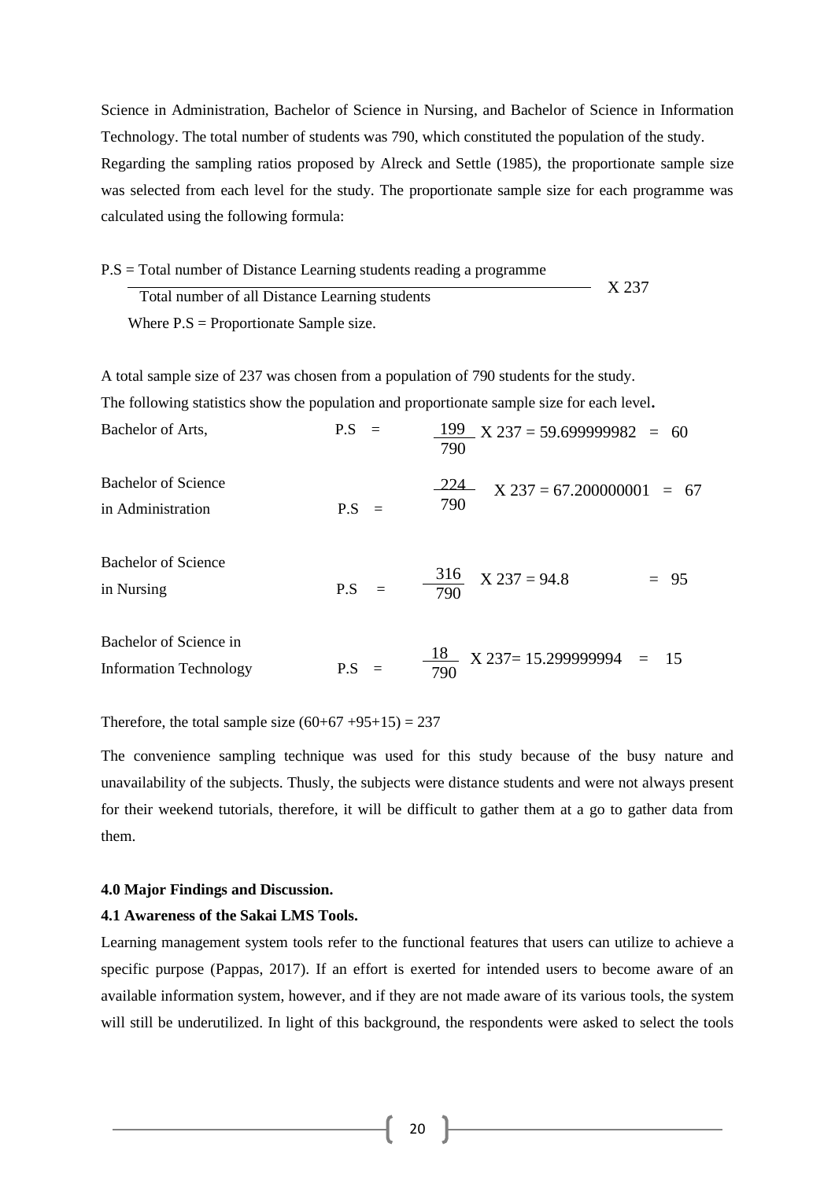Science in Administration, Bachelor of Science in Nursing, and Bachelor of Science in Information Technology. The total number of students was 790, which constituted the population of the study. Regarding the sampling ratios proposed by Alreck and Settle (1985), the proportionate sample size was selected from each level for the study. The proportionate sample size for each programme was calculated using the following formula:

$$P.S = \frac{\text{Total number of Distance Learning students reading a programme}}{\text{Total number of all Distance Learning students}} \times 237$$

Where P.S = Proportionate Sample size.

A total sample size of 237 was chosen from a population of 790 students for the study.

The following statistics show the population and proportionate sample size for each level**.**

Bachelor of Arts, $P.S = \frac{199}{790} \times 237 = 59.699999982 = 60$

Bachelor of Science in Administration $P.S = \frac{224}{790} \times 237 = 67.200000001 = 67$

Bachelor of Science in Nursing $P.S = \frac{316}{790} \times 237 = 94.8 = 95$

Bachelor of Science in Information Technology $P.S = \frac{18}{790} \times 237 = 15.299999994 = 15$

Therefore, the total sample size (60+67 +95+15) = 237

The convenience sampling technique was used for this study because of the busy nature and unavailability of the subjects. Thusly, the subjects were distance students and were not always present for their weekend tutorials, therefore, it will be difficult to gather them at a go to gather data from them.

**4.0 Major Findings and Discussion.**

**4.1 Awareness of the Sakai LMS Tools.**

Learning management system tools refer to the functional features that users can utilize to achieve a specific purpose (Pappas, 2017). If an effort is exerted for intended users to become aware of an available information system, however, and if they are not made aware of its various tools, the system will still be underutilized. In light of this background, the respondents were asked to select the tools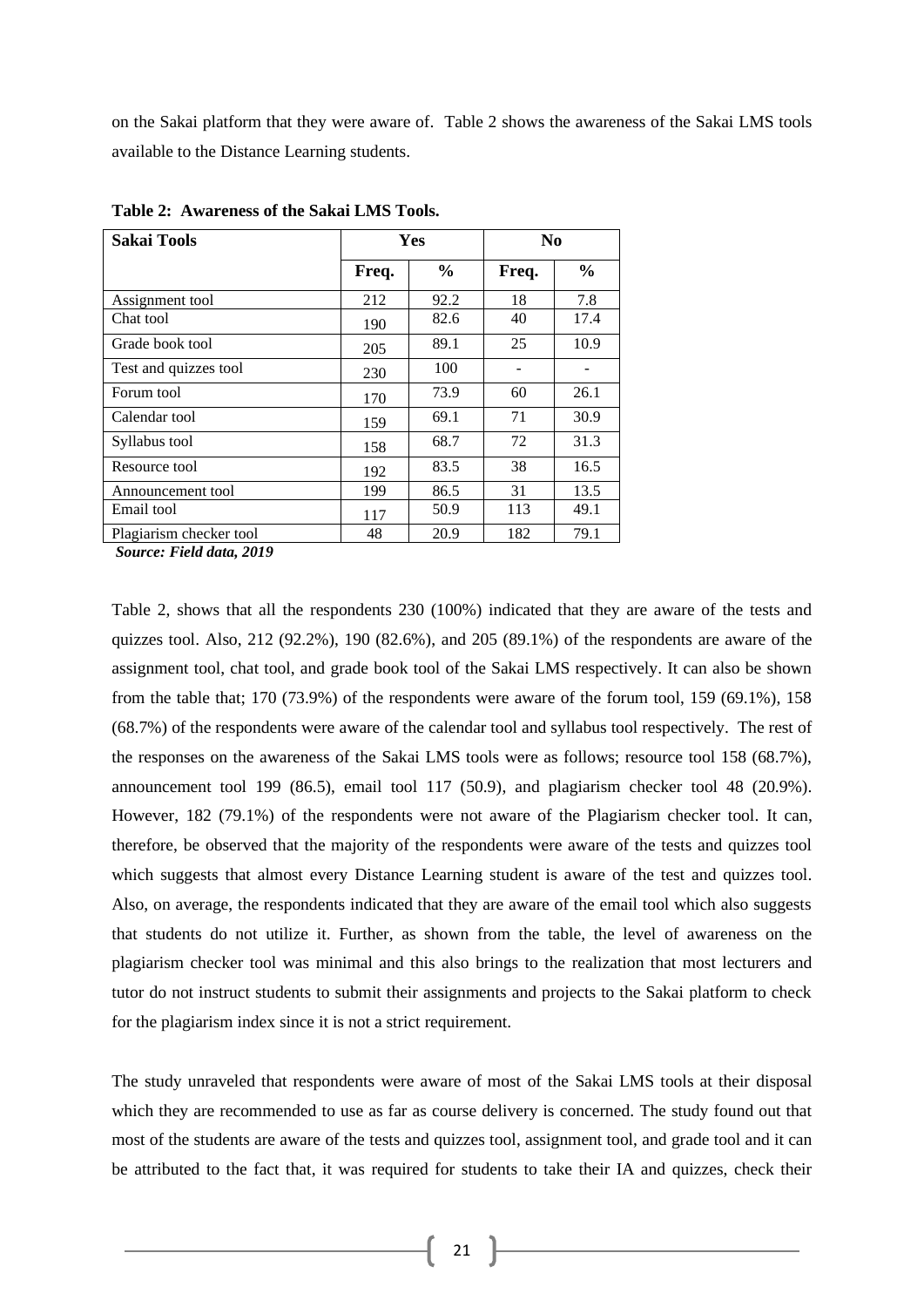on the Sakai platform that they were aware of. Table 2 shows the awareness of the Sakai LMS tools available to the Distance Learning students.

**Table 2: Awareness of the Sakai LMS Tools.**

| Sakai Tools | Yes | | No | |
|---|---|---|---|---|
| | Freq. | % | Freq. | % |
| Assignment tool | 212 | 92.2 | 18 | 7.8 |
| Chat tool | 190 | 82.6 | 40 | 17.4 |
| Grade book tool | 205 | 89.1 | 25 | 10.9 |
| Test and quizzes tool | 230 | 100 | - | - |
| Forum tool | 170 | 73.9 | 60 | 26.1 |
| Calendar tool | 159 | 69.1 | 71 | 30.9 |
| Syllabus tool | 158 | 68.7 | 72 | 31.3 |
| Resource tool | 192 | 83.5 | 38 | 16.5 |
| Announcement tool | 199 | 86.5 | 31 | 13.5 |
| Email tool | 117 | 50.9 | 113 | 49.1 |
| Plagiarism checker tool | 48 | 20.9 | 182 | 79.1 |

***Source: Field data, 2019***

Table 2, shows that all the respondents 230 (100%) indicated that they are aware of the tests and quizzes tool. Also, 212 (92.2%), 190 (82.6%), and 205 (89.1%) of the respondents are aware of the assignment tool, chat tool, and grade book tool of the Sakai LMS respectively. It can also be shown from the table that; 170 (73.9%) of the respondents were aware of the forum tool, 159 (69.1%), 158 (68.7%) of the respondents were aware of the calendar tool and syllabus tool respectively. The rest of the responses on the awareness of the Sakai LMS tools were as follows; resource tool 158 (68.7%), announcement tool 199 (86.5), email tool 117 (50.9), and plagiarism checker tool 48 (20.9%). However, 182 (79.1%) of the respondents were not aware of the Plagiarism checker tool. It can, therefore, be observed that the majority of the respondents were aware of the tests and quizzes tool which suggests that almost every Distance Learning student is aware of the test and quizzes tool. Also, on average, the respondents indicated that they are aware of the email tool which also suggests that students do not utilize it. Further, as shown from the table, the level of awareness on the plagiarism checker tool was minimal and this also brings to the realization that most lecturers and tutor do not instruct students to submit their assignments and projects to the Sakai platform to check for the plagiarism index since it is not a strict requirement.

The study unraveled that respondents were aware of most of the Sakai LMS tools at their disposal which they are recommended to use as far as course delivery is concerned. The study found out that most of the students are aware of the tests and quizzes tool, assignment tool, and grade tool and it can be attributed to the fact that, it was required for students to take their IA and quizzes, check their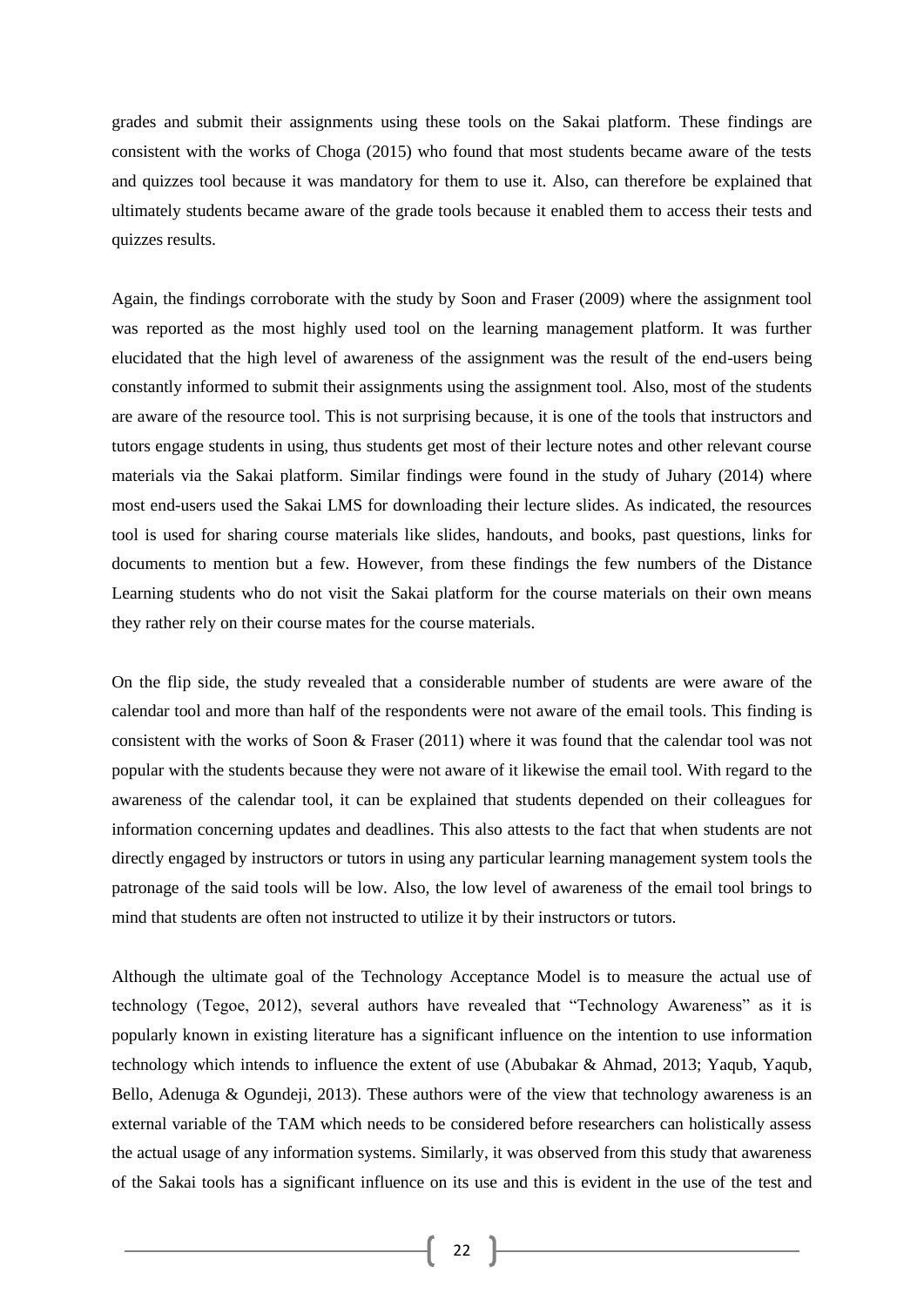grades and submit their assignments using these tools on the Sakai platform. These findings are consistent with the works of Choga (2015) who found that most students became aware of the tests and quizzes tool because it was mandatory for them to use it. Also, can therefore be explained that ultimately students became aware of the grade tools because it enabled them to access their tests and quizzes results.

Again, the findings corroborate with the study by Soon and Fraser (2009) where the assignment tool was reported as the most highly used tool on the learning management platform. It was further elucidated that the high level of awareness of the assignment was the result of the end-users being constantly informed to submit their assignments using the assignment tool. Also, most of the students are aware of the resource tool. This is not surprising because, it is one of the tools that instructors and tutors engage students in using, thus students get most of their lecture notes and other relevant course materials via the Sakai platform. Similar findings were found in the study of Juhary (2014) where most end-users used the Sakai LMS for downloading their lecture slides. As indicated, the resources tool is used for sharing course materials like slides, handouts, and books, past questions, links for documents to mention but a few. However, from these findings the few numbers of the Distance Learning students who do not visit the Sakai platform for the course materials on their own means they rather rely on their course mates for the course materials.

On the flip side, the study revealed that a considerable number of students are were aware of the calendar tool and more than half of the respondents were not aware of the email tools. This finding is consistent with the works of Soon & Fraser (2011) where it was found that the calendar tool was not popular with the students because they were not aware of it likewise the email tool. With regard to the awareness of the calendar tool, it can be explained that students depended on their colleagues for information concerning updates and deadlines. This also attests to the fact that when students are not directly engaged by instructors or tutors in using any particular learning management system tools the patronage of the said tools will be low. Also, the low level of awareness of the email tool brings to mind that students are often not instructed to utilize it by their instructors or tutors.

Although the ultimate goal of the Technology Acceptance Model is to measure the actual use of technology (Tegoe, 2012), several authors have revealed that "Technology Awareness" as it is popularly known in existing literature has a significant influence on the intention to use information technology which intends to influence the extent of use (Abubakar & Ahmad, 2013; Yaqub, Yaqub, Bello, Adenuga & Ogundeji, 2013). These authors were of the view that technology awareness is an external variable of the TAM which needs to be considered before researchers can holistically assess the actual usage of any information systems. Similarly, it was observed from this study that awareness of the Sakai tools has a significant influence on its use and this is evident in the use of the test and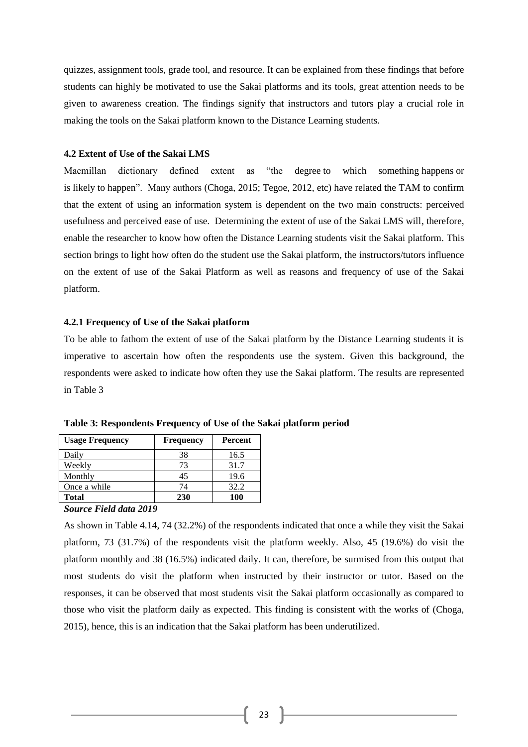quizzes, assignment tools, grade tool, and resource. It can be explained from these findings that before students can highly be motivated to use the Sakai platforms and its tools, great attention needs to be given to awareness creation. The findings signify that instructors and tutors play a crucial role in making the tools on the Sakai platform known to the Distance Learning students.

### 4.2 Extent of Use of the Sakai LMS

Macmillan dictionary defined extent as "the degree to which something happens or is likely to happen". Many authors (Choga, 2015; Tegoe, 2012, etc) have related the TAM to confirm that the extent of using an information system is dependent on the two main constructs: perceived usefulness and perceived ease of use. Determining the extent of use of the Sakai LMS will, therefore, enable the researcher to know how often the Distance Learning students visit the Sakai platform. This section brings to light how often do the student use the Sakai platform, the instructors/tutors influence on the extent of use of the Sakai Platform as well as reasons and frequency of use of the Sakai platform.

#### 4.2.1 Frequency of Use of the Sakai platform

To be able to fathom the extent of use of the Sakai platform by the Distance Learning students it is imperative to ascertain how often the respondents use the system. Given this background, the respondents were asked to indicate how often they use the Sakai platform. The results are represented in Table 3

**Table 3: Respondents Frequency of Use of the Sakai platform period**

| Usage Frequency | Frequency | Percent |
|---|---|---|
| Daily | 38 | 16.5 |
| Weekly | 73 | 31.7 |
| Monthly | 45 | 19.6 |
| Once a while | 74 | 32.2 |
| **Total** | **230** | **100** |

***Source Field data 2019***

As shown in Table 4.14, 74 (32.2%) of the respondents indicated that once a while they visit the Sakai platform, 73 (31.7%) of the respondents visit the platform weekly. Also, 45 (19.6%) do visit the platform monthly and 38 (16.5%) indicated daily. It can, therefore, be surmised from this output that most students do visit the platform when instructed by their instructor or tutor. Based on the responses, it can be observed that most students visit the Sakai platform occasionally as compared to those who visit the platform daily as expected. This finding is consistent with the works of (Choga, 2015), hence, this is an indication that the Sakai platform has been underutilized.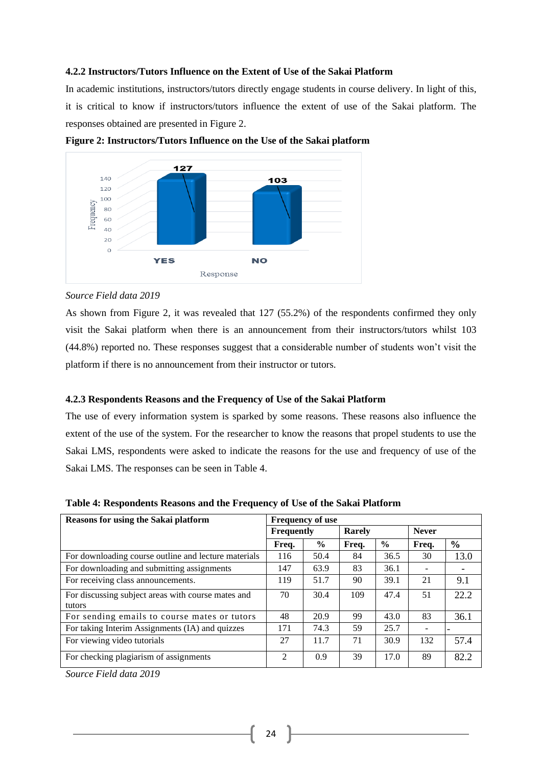#### 4.2.2 Instructors/Tutors Influence on the Extent of Use of the Sakai Platform

In academic institutions, instructors/tutors directly engage students in course delivery. In light of this, it is critical to know if instructors/tutors influence the extent of use of the Sakai platform. The responses obtained are presented in Figure 2.

**Figure 2: Instructors/Tutors Influence on the Use of the Sakai platform**

| Response | Frequency |
|---|---|
| YES | 127 |
| NO | 103 |

*Source Field data 2019*

As shown from Figure 2, it was revealed that 127 (55.2%) of the respondents confirmed they only visit the Sakai platform when there is an announcement from their instructors/tutors whilst 103 (44.8%) reported no. These responses suggest that a considerable number of students won't visit the platform if there is no announcement from their instructor or tutors.

#### 4.2.3 Respondents Reasons and the Frequency of Use of the Sakai Platform

The use of every information system is sparked by some reasons. These reasons also influence the extent of the use of the system. For the researcher to know the reasons that propel students to use the Sakai LMS, respondents were asked to indicate the reasons for the use and frequency of use of the Sakai LMS. The responses can be seen in Table 4.

**Table 4: Respondents Reasons and the Frequency of Use of the Sakai Platform**

| Reasons for using the Sakai platform | Frequency of use | | | | | |
|---|---|---|---|---|---|---|
| | Frequently | | Rarely | | Never | |
| | Freq. | % | Freq. | % | Freq. | % |
| For downloading course outline and lecture materials | 116 | 50.4 | 84 | 36.5 | 30 | 13.0 |
| For downloading and submitting assignments | 147 | 63.9 | 83 | 36.1 | - | - |
| For receiving class announcements. | 119 | 51.7 | 90 | 39.1 | 21 | 9.1 |
| For discussing subject areas with course mates and tutors | 70 | 30.4 | 109 | 47.4 | 51 | 22.2 |
| For sending emails to course mates or tutors | 48 | 20.9 | 99 | 43.0 | 83 | 36.1 |
| For taking Interim Assignments (IA) and quizzes | 171 | 74.3 | 59 | 25.7 | - | - |
| For viewing video tutorials | 27 | 11.7 | 71 | 30.9 | 132 | 57.4 |
| For checking plagiarism of assignments | 2 | 0.9 | 39 | 17.0 | 89 | 82.2 |

*Source Field data 2019*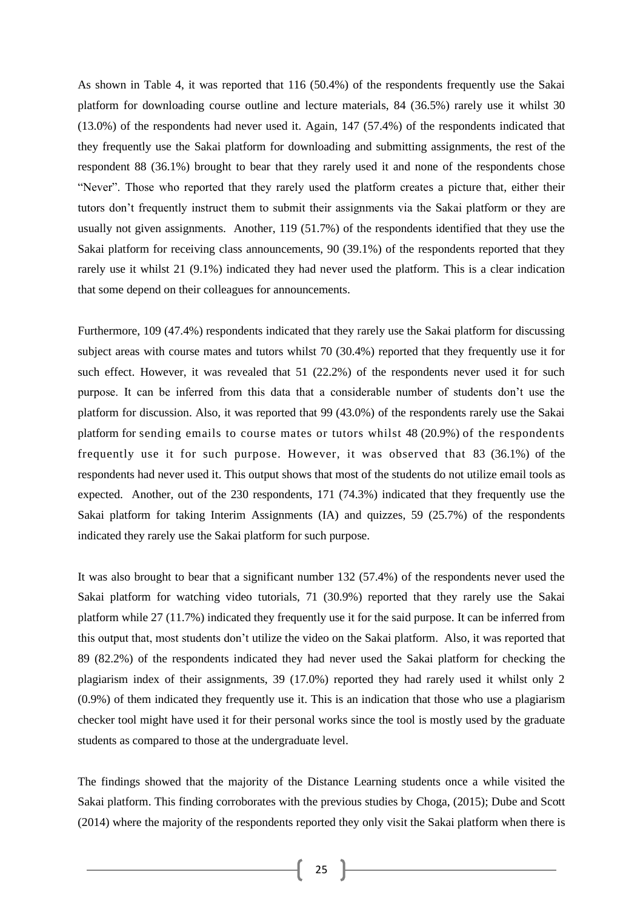As shown in Table 4, it was reported that 116 (50.4%) of the respondents frequently use the Sakai platform for downloading course outline and lecture materials, 84 (36.5%) rarely use it whilst 30 (13.0%) of the respondents had never used it. Again, 147 (57.4%) of the respondents indicated that they frequently use the Sakai platform for downloading and submitting assignments, the rest of the respondent 88 (36.1%) brought to bear that they rarely used it and none of the respondents chose "Never". Those who reported that they rarely used the platform creates a picture that, either their tutors don't frequently instruct them to submit their assignments via the Sakai platform or they are usually not given assignments. Another, 119 (51.7%) of the respondents identified that they use the Sakai platform for receiving class announcements, 90 (39.1%) of the respondents reported that they rarely use it whilst 21 (9.1%) indicated they had never used the platform. This is a clear indication that some depend on their colleagues for announcements.

Furthermore, 109 (47.4%) respondents indicated that they rarely use the Sakai platform for discussing subject areas with course mates and tutors whilst 70 (30.4%) reported that they frequently use it for such effect. However, it was revealed that 51 (22.2%) of the respondents never used it for such purpose. It can be inferred from this data that a considerable number of students don't use the platform for discussion. Also, it was reported that 99 (43.0%) of the respondents rarely use the Sakai platform for sending emails to course mates or tutors whilst 48 (20.9%) of the respondents frequently use it for such purpose. However, it was observed that 83 (36.1%) of the respondents had never used it. This output shows that most of the students do not utilize email tools as expected. Another, out of the 230 respondents, 171 (74.3%) indicated that they frequently use the Sakai platform for taking Interim Assignments (IA) and quizzes, 59 (25.7%) of the respondents indicated they rarely use the Sakai platform for such purpose.

It was also brought to bear that a significant number 132 (57.4%) of the respondents never used the Sakai platform for watching video tutorials, 71 (30.9%) reported that they rarely use the Sakai platform while 27 (11.7%) indicated they frequently use it for the said purpose. It can be inferred from this output that, most students don't utilize the video on the Sakai platform. Also, it was reported that 89 (82.2%) of the respondents indicated they had never used the Sakai platform for checking the plagiarism index of their assignments, 39 (17.0%) reported they had rarely used it whilst only 2 (0.9%) of them indicated they frequently use it. This is an indication that those who use a plagiarism checker tool might have used it for their personal works since the tool is mostly used by the graduate students as compared to those at the undergraduate level.

The findings showed that the majority of the Distance Learning students once a while visited the Sakai platform. This finding corroborates with the previous studies by Choga, (2015); Dube and Scott (2014) where the majority of the respondents reported they only visit the Sakai platform when there is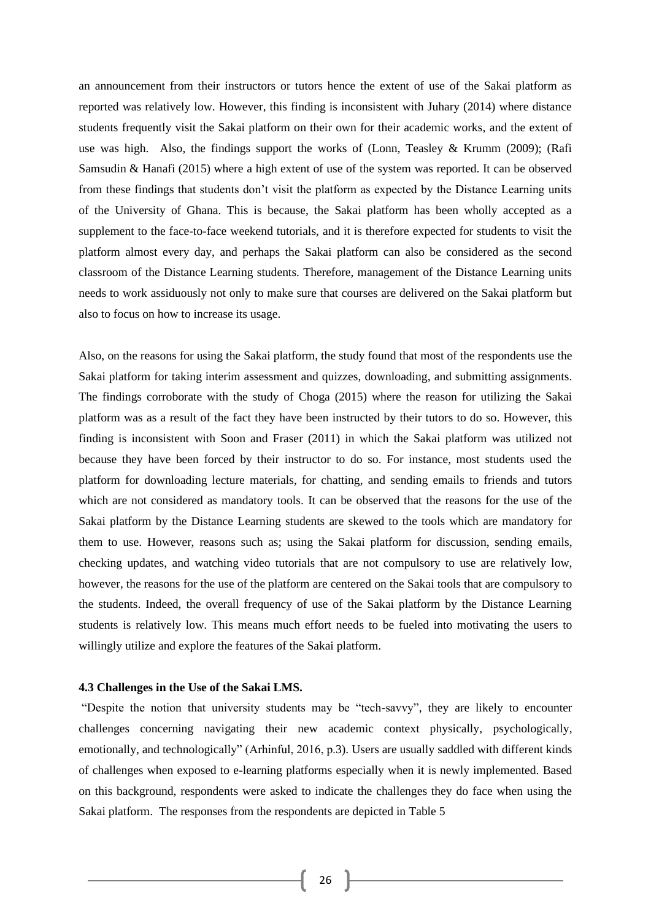an announcement from their instructors or tutors hence the extent of use of the Sakai platform as reported was relatively low. However, this finding is inconsistent with Juhary (2014) where distance students frequently visit the Sakai platform on their own for their academic works, and the extent of use was high. Also, the findings support the works of (Lonn, Teasley & Krumm (2009); (Rafi Samsudin & Hanafi (2015) where a high extent of use of the system was reported. It can be observed from these findings that students don't visit the platform as expected by the Distance Learning units of the University of Ghana. This is because, the Sakai platform has been wholly accepted as a supplement to the face-to-face weekend tutorials, and it is therefore expected for students to visit the platform almost every day, and perhaps the Sakai platform can also be considered as the second classroom of the Distance Learning students. Therefore, management of the Distance Learning units needs to work assiduously not only to make sure that courses are delivered on the Sakai platform but also to focus on how to increase its usage.

Also, on the reasons for using the Sakai platform, the study found that most of the respondents use the Sakai platform for taking interim assessment and quizzes, downloading, and submitting assignments. The findings corroborate with the study of Choga (2015) where the reason for utilizing the Sakai platform was as a result of the fact they have been instructed by their tutors to do so. However, this finding is inconsistent with Soon and Fraser (2011) in which the Sakai platform was utilized not because they have been forced by their instructor to do so. For instance, most students used the platform for downloading lecture materials, for chatting, and sending emails to friends and tutors which are not considered as mandatory tools. It can be observed that the reasons for the use of the Sakai platform by the Distance Learning students are skewed to the tools which are mandatory for them to use. However, reasons such as; using the Sakai platform for discussion, sending emails, checking updates, and watching video tutorials that are not compulsory to use are relatively low, however, the reasons for the use of the platform are centered on the Sakai tools that are compulsory to the students. Indeed, the overall frequency of use of the Sakai platform by the Distance Learning students is relatively low. This means much effort needs to be fueled into motivating the users to willingly utilize and explore the features of the Sakai platform.

**4.3 Challenges in the Use of the Sakai LMS.**

"Despite the notion that university students may be "tech-savvy", they are likely to encounter challenges concerning navigating their new academic context physically, psychologically, emotionally, and technologically" (Arhinful, 2016, p.3). Users are usually saddled with different kinds of challenges when exposed to e-learning platforms especially when it is newly implemented. Based on this background, respondents were asked to indicate the challenges they do face when using the Sakai platform. The responses from the respondents are depicted in Table 5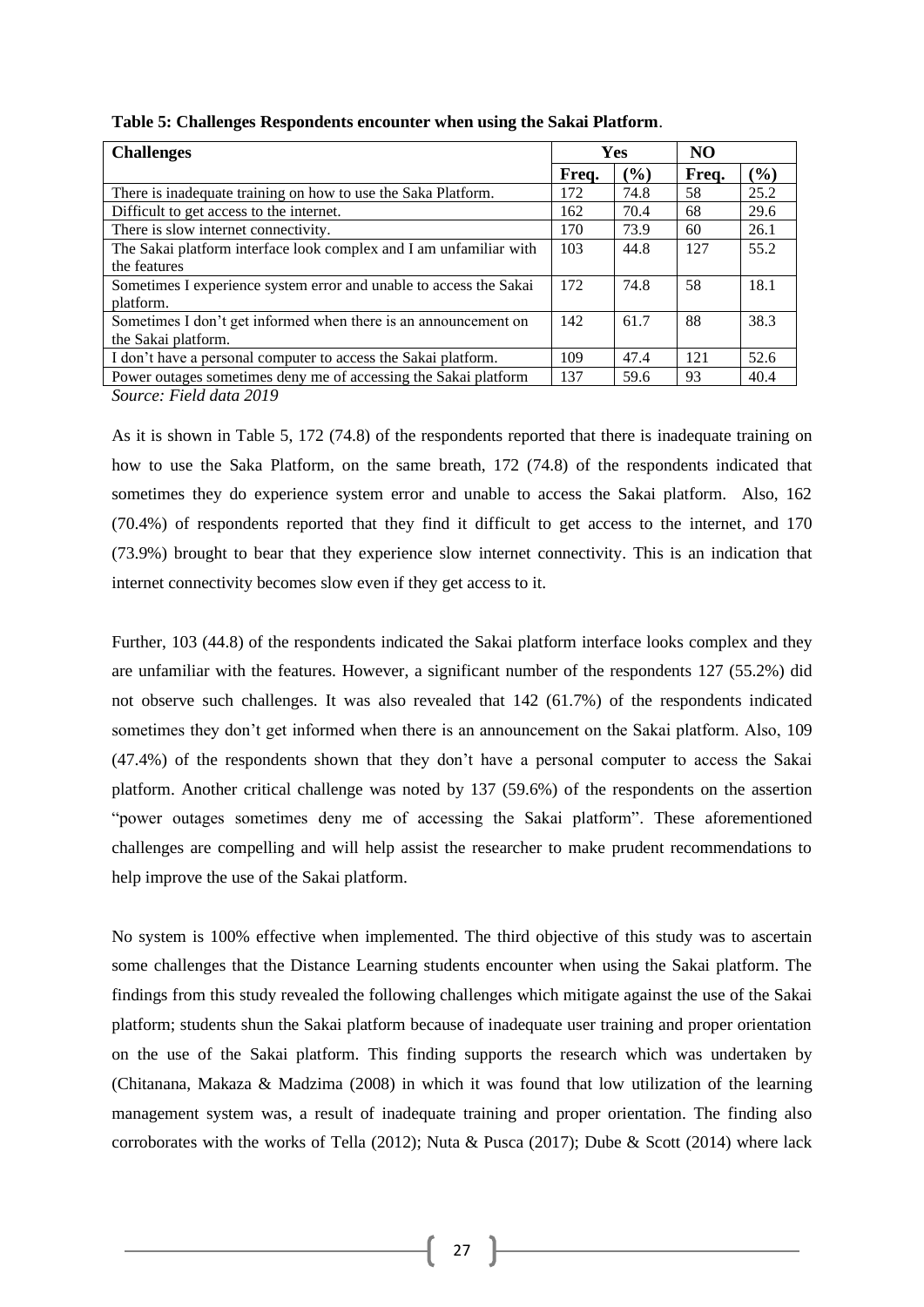**Table 5: Challenges Respondents encounter when using the Sakai Platform**.

| Challenges | Yes | | NO | |
|---|---|---|---|---|
| | Freq. | (%) | Freq. | (%) |
| There is inadequate training on how to use the Saka Platform. | 172 | 74.8 | 58 | 25.2 |
| Difficult to get access to the internet. | 162 | 70.4 | 68 | 29.6 |
| There is slow internet connectivity. | 170 | 73.9 | 60 | 26.1 |
| The Sakai platform interface look complex and I am unfamiliar with the features | 103 | 44.8 | 127 | 55.2 |
| Sometimes I experience system error and unable to access the Sakai platform. | 172 | 74.8 | 58 | 18.1 |
| Sometimes I don't get informed when there is an announcement on the Sakai platform. | 142 | 61.7 | 88 | 38.3 |
| I don't have a personal computer to access the Sakai platform. | 109 | 47.4 | 121 | 52.6 |
| Power outages sometimes deny me of accessing the Sakai platform | 137 | 59.6 | 93 | 40.4 |

*Source: Field data 2019*

As it is shown in Table 5, 172 (74.8) of the respondents reported that there is inadequate training on how to use the Saka Platform, on the same breath, 172 (74.8) of the respondents indicated that sometimes they do experience system error and unable to access the Sakai platform. Also, 162 (70.4%) of respondents reported that they find it difficult to get access to the internet, and 170 (73.9%) brought to bear that they experience slow internet connectivity. This is an indication that internet connectivity becomes slow even if they get access to it.

Further, 103 (44.8) of the respondents indicated the Sakai platform interface looks complex and they are unfamiliar with the features. However, a significant number of the respondents 127 (55.2%) did not observe such challenges. It was also revealed that 142 (61.7%) of the respondents indicated sometimes they don't get informed when there is an announcement on the Sakai platform. Also, 109 (47.4%) of the respondents shown that they don't have a personal computer to access the Sakai platform. Another critical challenge was noted by 137 (59.6%) of the respondents on the assertion "power outages sometimes deny me of accessing the Sakai platform". These aforementioned challenges are compelling and will help assist the researcher to make prudent recommendations to help improve the use of the Sakai platform.

No system is 100% effective when implemented. The third objective of this study was to ascertain some challenges that the Distance Learning students encounter when using the Sakai platform. The findings from this study revealed the following challenges which mitigate against the use of the Sakai platform; students shun the Sakai platform because of inadequate user training and proper orientation on the use of the Sakai platform. This finding supports the research which was undertaken by (Chitanana, Makaza & Madzima (2008) in which it was found that low utilization of the learning management system was, a result of inadequate training and proper orientation. The finding also corroborates with the works of Tella (2012); Nuta & Pusca (2017); Dube & Scott (2014) where lack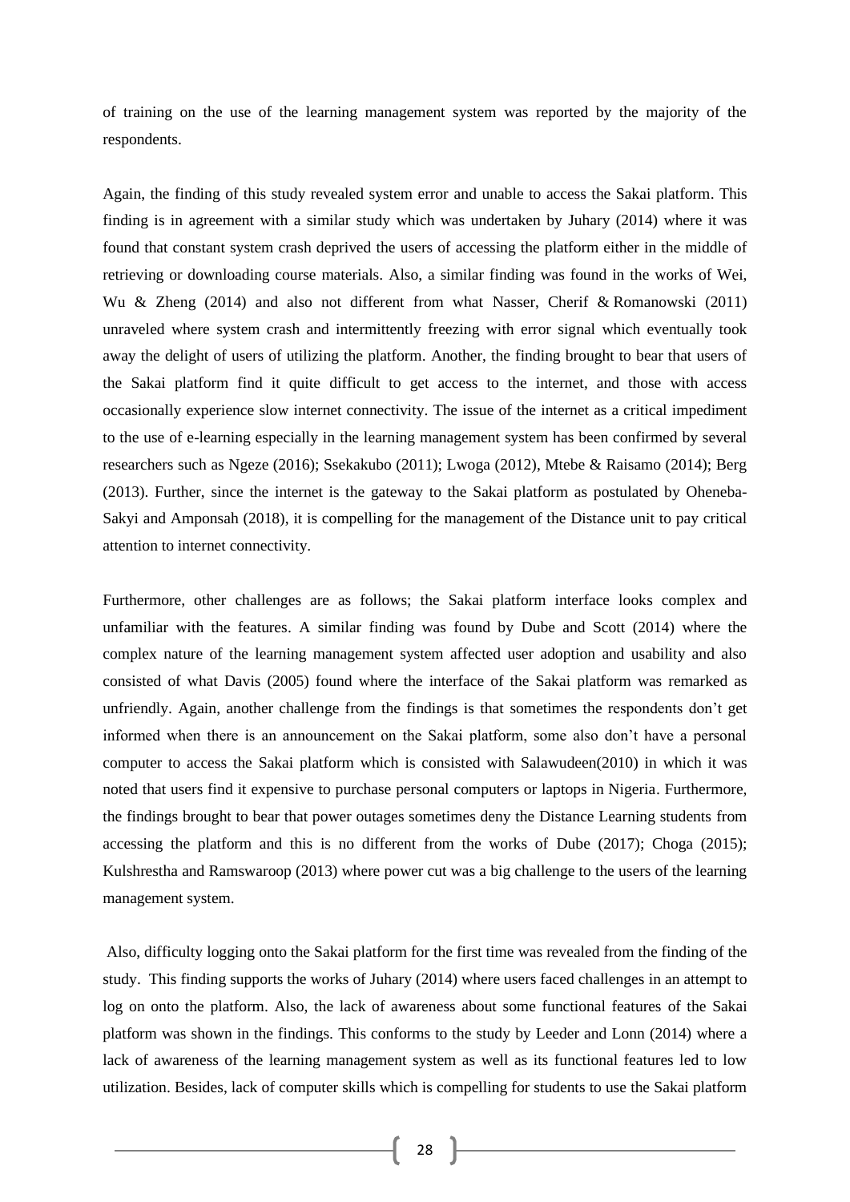of training on the use of the learning management system was reported by the majority of the respondents.

Again, the finding of this study revealed system error and unable to access the Sakai platform. This finding is in agreement with a similar study which was undertaken by Juhary (2014) where it was found that constant system crash deprived the users of accessing the platform either in the middle of retrieving or downloading course materials. Also, a similar finding was found in the works of Wei, Wu & Zheng (2014) and also not different from what Nasser, Cherif & Romanowski (2011) unraveled where system crash and intermittently freezing with error signal which eventually took away the delight of users of utilizing the platform. Another, the finding brought to bear that users of the Sakai platform find it quite difficult to get access to the internet, and those with access occasionally experience slow internet connectivity. The issue of the internet as a critical impediment to the use of e-learning especially in the learning management system has been confirmed by several researchers such as Ngeze (2016); Ssekakubo (2011); Lwoga (2012), Mtebe & Raisamo (2014); Berg (2013). Further, since the internet is the gateway to the Sakai platform as postulated by Oheneba-Sakyi and Amponsah (2018), it is compelling for the management of the Distance unit to pay critical attention to internet connectivity.

Furthermore, other challenges are as follows; the Sakai platform interface looks complex and unfamiliar with the features. A similar finding was found by Dube and Scott (2014) where the complex nature of the learning management system affected user adoption and usability and also consisted of what Davis (2005) found where the interface of the Sakai platform was remarked as unfriendly. Again, another challenge from the findings is that sometimes the respondents don't get informed when there is an announcement on the Sakai platform, some also don't have a personal computer to access the Sakai platform which is consisted with Salawudeen(2010) in which it was noted that users find it expensive to purchase personal computers or laptops in Nigeria. Furthermore, the findings brought to bear that power outages sometimes deny the Distance Learning students from accessing the platform and this is no different from the works of Dube (2017); Choga (2015); Kulshrestha and Ramswaroop (2013) where power cut was a big challenge to the users of the learning management system.

Also, difficulty logging onto the Sakai platform for the first time was revealed from the finding of the study. This finding supports the works of Juhary (2014) where users faced challenges in an attempt to log on onto the platform. Also, the lack of awareness about some functional features of the Sakai platform was shown in the findings. This conforms to the study by Leeder and Lonn (2014) where a lack of awareness of the learning management system as well as its functional features led to low utilization. Besides, lack of computer skills which is compelling for students to use the Sakai platform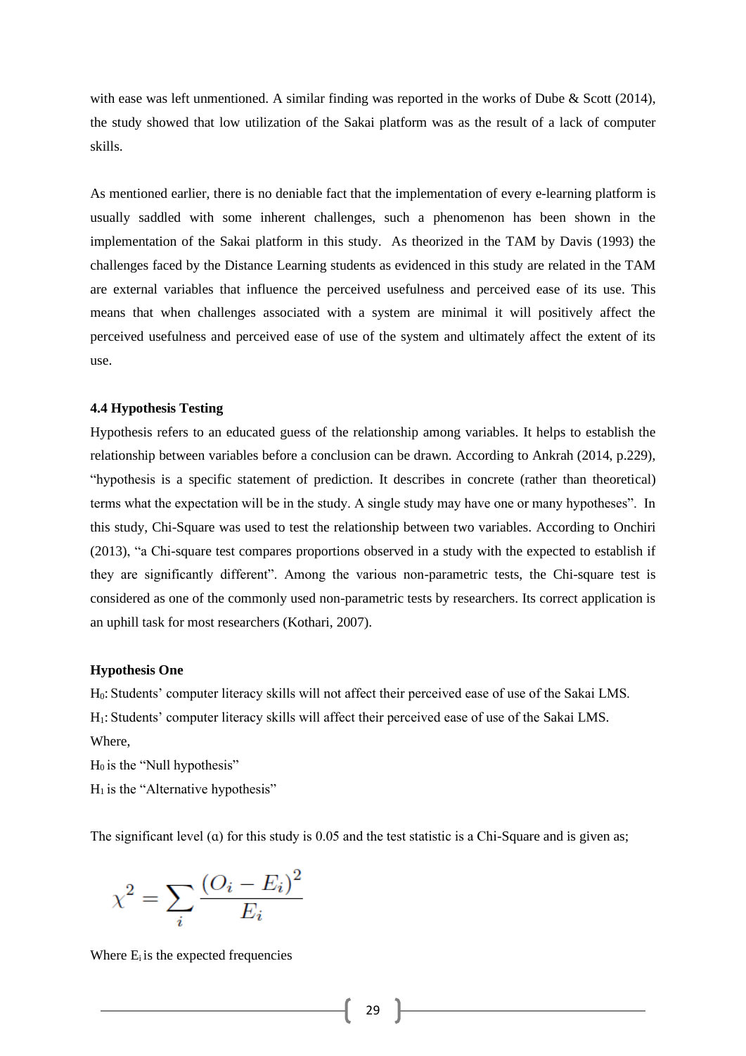with ease was left unmentioned. A similar finding was reported in the works of Dube & Scott (2014), the study showed that low utilization of the Sakai platform was as the result of a lack of computer skills.

As mentioned earlier, there is no deniable fact that the implementation of every e-learning platform is usually saddled with some inherent challenges, such a phenomenon has been shown in the implementation of the Sakai platform in this study. As theorized in the TAM by Davis (1993) the challenges faced by the Distance Learning students as evidenced in this study are related in the TAM are external variables that influence the perceived usefulness and perceived ease of its use. This means that when challenges associated with a system are minimal it will positively affect the perceived usefulness and perceived ease of use of the system and ultimately affect the extent of its use.

### 4.4 Hypothesis Testing

Hypothesis refers to an educated guess of the relationship among variables. It helps to establish the relationship between variables before a conclusion can be drawn. According to Ankrah (2014, p.229), "hypothesis is a specific statement of prediction. It describes in concrete (rather than theoretical) terms what the expectation will be in the study. A single study may have one or many hypotheses". In this study, Chi-Square was used to test the relationship between two variables. According to Onchiri (2013), "a Chi-square test compares proportions observed in a study with the expected to establish if they are significantly different". Among the various non-parametric tests, the Chi-square test is considered as one of the commonly used non-parametric tests by researchers. Its correct application is an uphill task for most researchers (Kothari, 2007).

**Hypothesis One**

$H_0$: Students' computer literacy skills will not affect their perceived ease of use of the Sakai LMS.
$H_1$: Students' computer literacy skills will affect their perceived ease of use of the Sakai LMS.
Where,
$H_0$ is the "Null hypothesis"
$H_1$ is the "Alternative hypothesis"

The significant level (α) for this study is 0.05 and the test statistic is a Chi-Square and is given as;

$$\chi^2 = \sum_i \frac{(O_i - E_i)^2}{E_i}$$

Where $E_i$ is the expected frequencies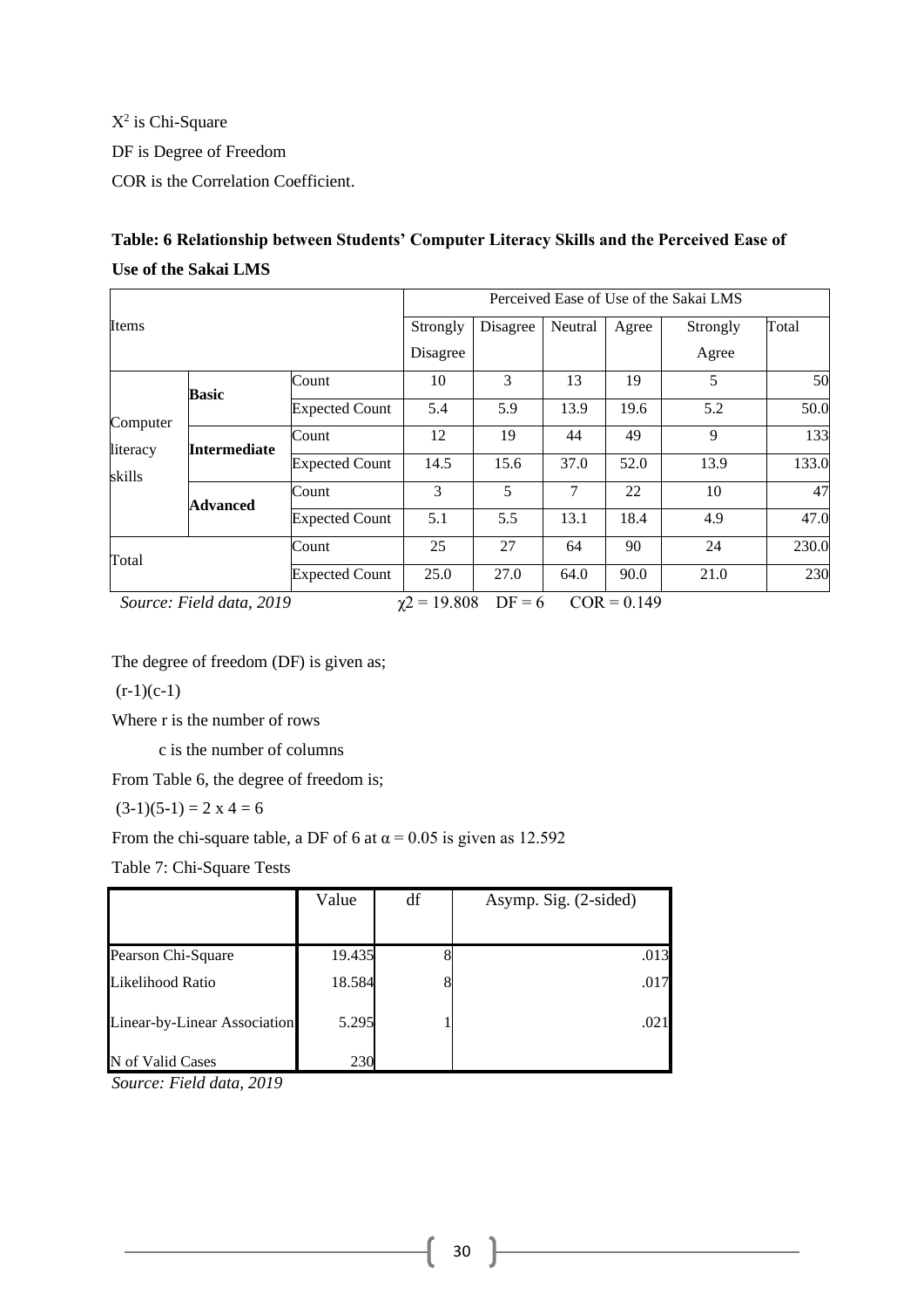$X^2$ is Chi-Square

DF is Degree of Freedom

COR is the Correlation Coefficient.

**Table: 6 Relationship between Students' Computer Literacy Skills and the Perceived Ease of Use of the Sakai LMS**

| Items | | | Perceived Ease of Use of the Sakai LMS | | | | | |
|---|---|---|---|---|---|---|---|---|
| | | | Strongly Disagree | Disagree | Neutral | Agree | Strongly Agree | Total |
| Computer literacy skills | **Basic** | Count | 10 | 3 | 13 | 19 | 5 | 50 |
| | | Expected Count | 5.4 | 5.9 | 13.9 | 19.6 | 5.2 | 50.0 |
| | **Intermediate** | Count | 12 | 19 | 44 | 49 | 9 | 133 |
| | | Expected Count | 14.5 | 15.6 | 37.0 | 52.0 | 13.9 | 133.0 |
| | **Advanced** | Count | 3 | 5 | 7 | 22 | 10 | 47 |
| | | Expected Count | 5.1 | 5.5 | 13.1 | 18.4 | 4.9 | 47.0 |
| Total | | Count | 25 | 27 | 64 | 90 | 24 | 230.0 |
| | | Expected Count | 25.0 | 27.0 | 64.0 | 90.0 | 21.0 | 230 |

*Source: Field data, 2019* $\chi 2 = 19.808$ DF = 6 COR = 0.149

The degree of freedom (DF) is given as;

(r-1)(c-1)

Where r is the number of rows

c is the number of columns

From Table 6, the degree of freedom is;

(3-1)(5-1) = 2 x 4 = 6

From the chi-square table, a DF of 6 at $\alpha = 0.05$ is given as 12.592

Table 7: Chi-Square Tests

| | Value | df | Asymp. Sig. (2-sided) |
|---|---|---|---|
| Pearson Chi-Square | 19.435 | 8 | .013 |
| Likelihood Ratio | 18.584 | 8 | .017 |
| Linear-by-Linear Association | 5.295 | 1 | .021 |
| N of Valid Cases | 230 | | |

*Source: Field data, 2019*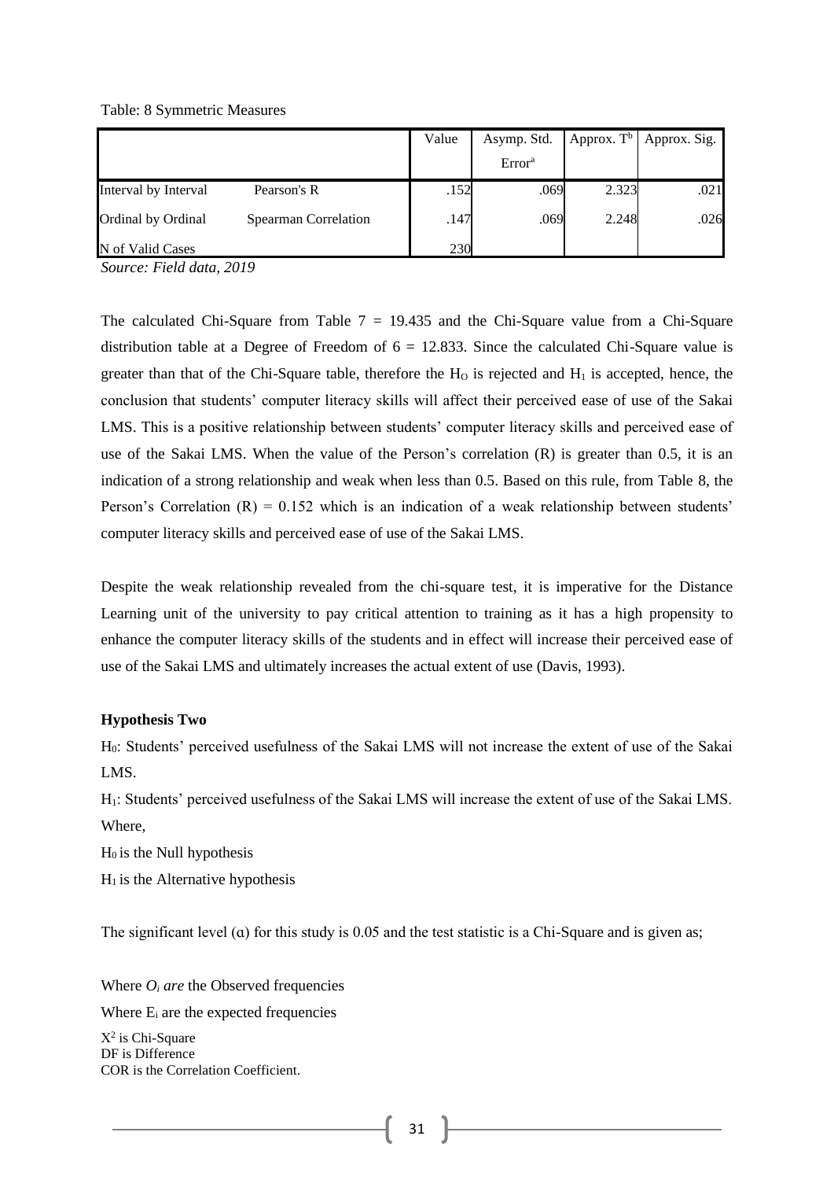Table: 8 Symmetric Measures

| | | Value | Asymp. Std. Error[a] | Approx. T[b] | Approx. Sig. |
|---|---|---|---|---|---|
| Interval by Interval | Pearson's R | .152 | .069 | 2.323 | .021 |
| Ordinal by Ordinal | Spearman Correlation | .147 | .069 | 2.248 | .026 |
| N of Valid Cases | | 230 | | | |

*Source: Field data, 2019*

The calculated Chi-Square from Table 7 = 19.435 and the Chi-Square value from a Chi-Square distribution table at a Degree of Freedom of 6 = 12.833. Since the calculated Chi-Square value is greater than that of the Chi-Square table, therefore the $H_O$ is rejected and $H_1$ is accepted, hence, the conclusion that students' computer literacy skills will affect their perceived ease of use of the Sakai LMS. This is a positive relationship between students' computer literacy skills and perceived ease of use of the Sakai LMS. When the value of the Person's correlation (R) is greater than 0.5, it is an indication of a strong relationship and weak when less than 0.5. Based on this rule, from Table 8, the Person's Correlation (R) = 0.152 which is an indication of a weak relationship between students' computer literacy skills and perceived ease of use of the Sakai LMS.

Despite the weak relationship revealed from the chi-square test, it is imperative for the Distance Learning unit of the university to pay critical attention to training as it has a high propensity to enhance the computer literacy skills of the students and in effect will increase their perceived ease of use of the Sakai LMS and ultimately increases the actual extent of use (Davis, 1993).

**Hypothesis Two**

$H_0$: Students' perceived usefulness of the Sakai LMS will not increase the extent of use of the Sakai LMS.

$H_1$: Students' perceived usefulness of the Sakai LMS will increase the extent of use of the Sakai LMS.

Where,

$H_0$ is the Null hypothesis

$H_1$ is the Alternative hypothesis

The significant level (α) for this study is 0.05 and the test statistic is a Chi-Square and is given as;

Where $O_i$ *are* the Observed frequencies

Where $E_i$ are the expected frequencies

$X^2$ is Chi-Square

DF is Difference

COR is the Correlation Coefficient.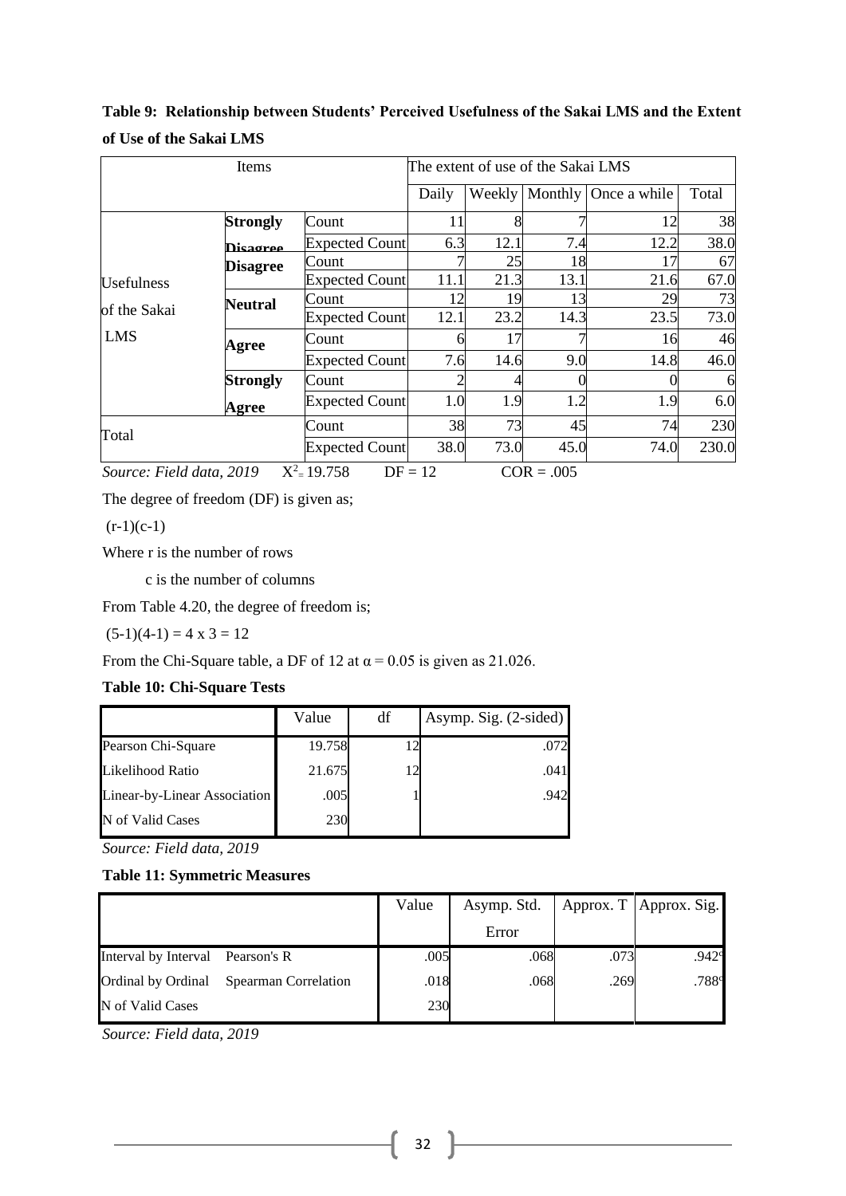**Table 9: Relationship between Students' Perceived Usefulness of the Sakai LMS and the Extent of Use of the Sakai LMS**

| Items | | | The extent of use of the Sakai LMS | | | | |
|---|---|---|---|---|---|---|---|
| | | | Daily | Weekly | Monthly | Once a while | Total |
| Usefulness of the Sakai LMS | **Strongly Disagree** | Count | 11 | 8 | 7 | 12 | 38 |
| | | Expected Count | 6.3 | 12.1 | 7.4 | 12.2 | 38.0 |
| | **Disagree** | Count | 7 | 25 | 18 | 17 | 67 |
| | | Expected Count | 11.1 | 21.3 | 13.1 | 21.6 | 67.0 |
| | **Neutral** | Count | 12 | 19 | 13 | 29 | 73 |
| | | Expected Count | 12.1 | 23.2 | 14.3 | 23.5 | 73.0 |
| | **Agree** | Count | 6 | 17 | 7 | 16 | 46 |
| | | Expected Count | 7.6 | 14.6 | 9.0 | 14.8 | 46.0 |
| | **Strongly Agree** | Count | 2 | 4 | 0 | 0 | 6 |
| | | Expected Count | 1.0 | 1.9 | 1.2 | 1.9 | 6.0 |
| Total | | Count | 38 | 73 | 45 | 74 | 230 |
| | | Expected Count | 38.0 | 73.0 | 45.0 | 74.0 | 230.0 |

*Source: Field data, 2019* $X^2 = 19.758$ DF = 12 COR = .005

The degree of freedom (DF) is given as;

(r-1)(c-1)

Where r is the number of rows

c is the number of columns

From Table 4.20, the degree of freedom is;

(5-1)(4-1) = 4 x 3 = 12

From the Chi-Square table, a DF of 12 at $\alpha = 0.05$ is given as 21.026.

**Table 10: Chi-Square Tests**

| | Value | df | Asymp. Sig. (2-sided) |
|---|---|---|---|
| Pearson Chi-Square | 19.758 | 12 | .072 |
| Likelihood Ratio | 21.675 | 12 | .041 |
| Linear-by-Linear Association | .005 | 1 | .942 |
| N of Valid Cases | 230 | | |

*Source: Field data, 2019*

**Table 11: Symmetric Measures**

| | | Value | Asymp. Std. Error | Approx. T | Approx. Sig. |
|---|---|---|---|---|---|
| Interval by Interval | Pearson's R | .005 | .068 | .073 | .942[c] |
| Ordinal by Ordinal | Spearman Correlation | .018 | .068 | .269 | .788[c] |
| N of Valid Cases | | 230 | | | |

*Source: Field data, 2019*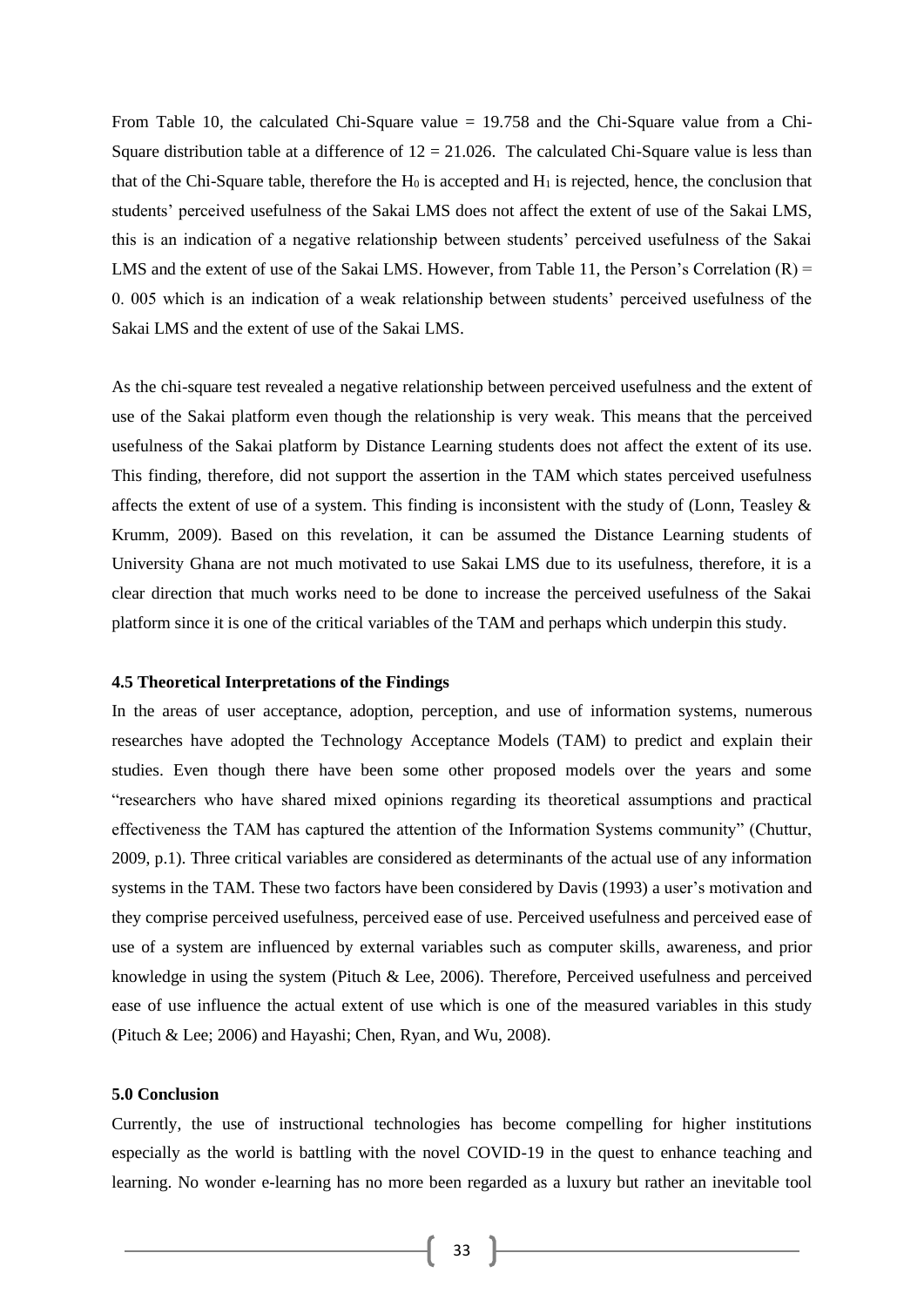From Table 10, the calculated Chi-Square value = 19.758 and the Chi-Square value from a Chi-Square distribution table at a difference of 12 = 21.026. The calculated Chi-Square value is less than that of the Chi-Square table, therefore the $H_0$ is accepted and $H_1$ is rejected, hence, the conclusion that students' perceived usefulness of the Sakai LMS does not affect the extent of use of the Sakai LMS, this is an indication of a negative relationship between students' perceived usefulness of the Sakai LMS and the extent of use of the Sakai LMS. However, from Table 11, the Person's Correlation (R) = 0. 005 which is an indication of a weak relationship between students' perceived usefulness of the Sakai LMS and the extent of use of the Sakai LMS.

As the chi-square test revealed a negative relationship between perceived usefulness and the extent of use of the Sakai platform even though the relationship is very weak. This means that the perceived usefulness of the Sakai platform by Distance Learning students does not affect the extent of its use. This finding, therefore, did not support the assertion in the TAM which states perceived usefulness affects the extent of use of a system. This finding is inconsistent with the study of (Lonn, Teasley & Krumm, 2009). Based on this revelation, it can be assumed the Distance Learning students of University Ghana are not much motivated to use Sakai LMS due to its usefulness, therefore, it is a clear direction that much works need to be done to increase the perceived usefulness of the Sakai platform since it is one of the critical variables of the TAM and perhaps which underpin this study.

#### 4.5 Theoretical Interpretations of the Findings

In the areas of user acceptance, adoption, perception, and use of information systems, numerous researches have adopted the Technology Acceptance Models (TAM) to predict and explain their studies. Even though there have been some other proposed models over the years and some "researchers who have shared mixed opinions regarding its theoretical assumptions and practical effectiveness the TAM has captured the attention of the Information Systems community" (Chuttur, 2009, p.1). Three critical variables are considered as determinants of the actual use of any information systems in the TAM. These two factors have been considered by Davis (1993) a user's motivation and they comprise perceived usefulness, perceived ease of use. Perceived usefulness and perceived ease of use of a system are influenced by external variables such as computer skills, awareness, and prior knowledge in using the system (Pituch & Lee, 2006). Therefore, Perceived usefulness and perceived ease of use influence the actual extent of use which is one of the measured variables in this study (Pituch & Lee; 2006) and Hayashi; Chen, Ryan, and Wu, 2008).

#### 5.0 Conclusion

Currently, the use of instructional technologies has become compelling for higher institutions especially as the world is battling with the novel COVID-19 in the quest to enhance teaching and learning. No wonder e-learning has no more been regarded as a luxury but rather an inevitable tool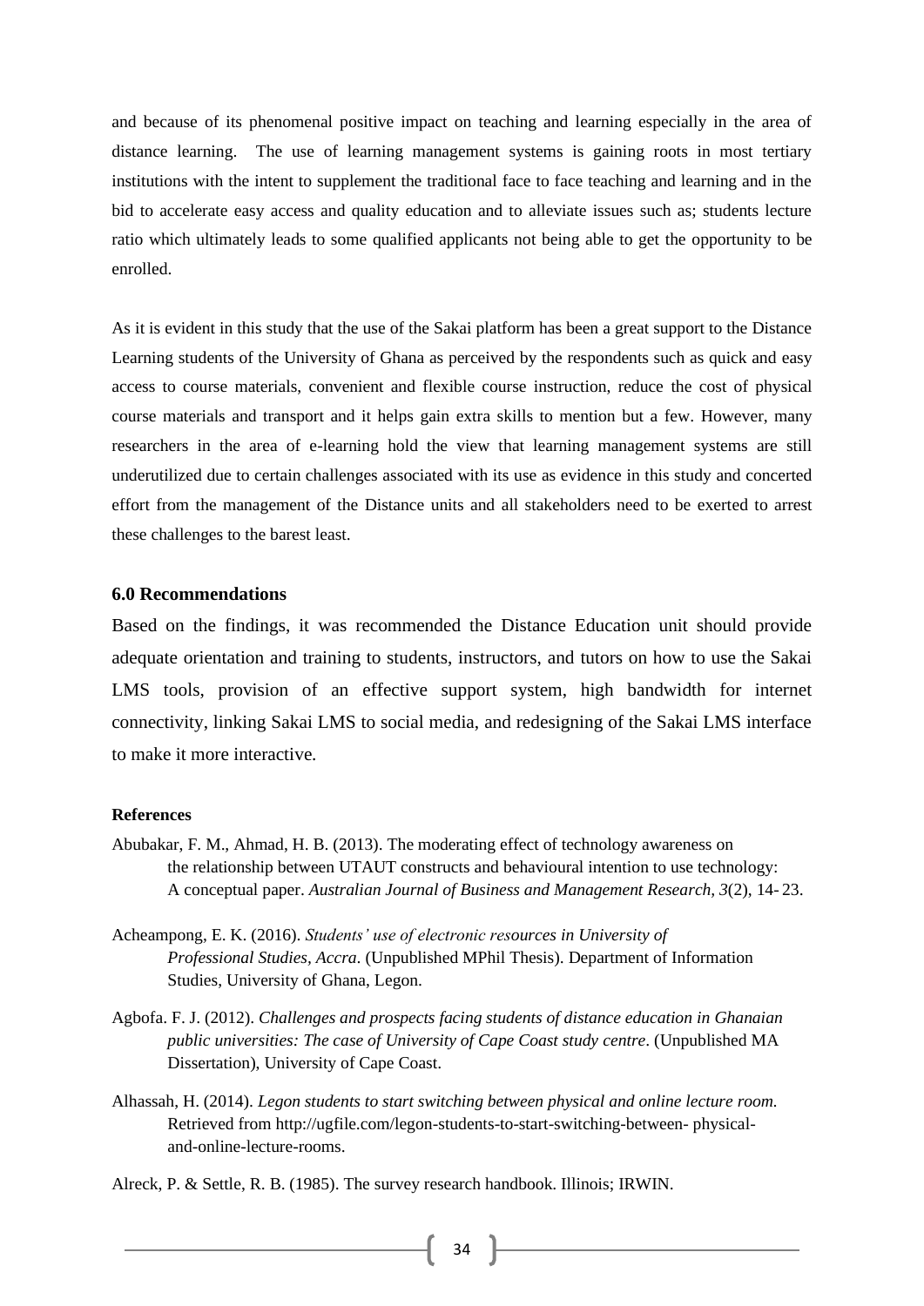and because of its phenomenal positive impact on teaching and learning especially in the area of distance learning. The use of learning management systems is gaining roots in most tertiary institutions with the intent to supplement the traditional face to face teaching and learning and in the bid to accelerate easy access and quality education and to alleviate issues such as; students lecture ratio which ultimately leads to some qualified applicants not being able to get the opportunity to be enrolled.

As it is evident in this study that the use of the Sakai platform has been a great support to the Distance Learning students of the University of Ghana as perceived by the respondents such as quick and easy access to course materials, convenient and flexible course instruction, reduce the cost of physical course materials and transport and it helps gain extra skills to mention but a few. However, many researchers in the area of e-learning hold the view that learning management systems are still underutilized due to certain challenges associated with its use as evidence in this study and concerted effort from the management of the Distance units and all stakeholders need to be exerted to arrest these challenges to the barest least.

### 6.0 Recommendations

Based on the findings, it was recommended the Distance Education unit should provide adequate orientation and training to students, instructors, and tutors on how to use the Sakai LMS tools, provision of an effective support system, high bandwidth for internet connectivity, linking Sakai LMS to social media, and redesigning of the Sakai LMS interface to make it more interactive.

### References

Abubakar, F. M., Ahmad, H. B. (2013). The moderating effect of technology awareness on the relationship between UTAUT constructs and behavioural intention to use technology: A conceptual paper. *Australian Journal of Business and Management Research, 3*(2), 14- 23.

Acheampong, E. K. (2016). *Students' use of electronic resources in University of Professional Studies, Accra*. (Unpublished MPhil Thesis). Department of Information Studies, University of Ghana, Legon.

Agbofa. F. J. (2012). *Challenges and prospects facing students of distance education in Ghanaian public universities: The case of University of Cape Coast study centre*. (Unpublished MA Dissertation), University of Cape Coast.

Alhassah, H. (2014). *Legon students to start switching between physical and online lecture room.* Retrieved from http://ugfile.com/legon-students-to-start-switching-between- physical-and-online-lecture-rooms.

Alreck, P. & Settle, R. B. (1985). The survey research handbook. Illinois; IRWIN.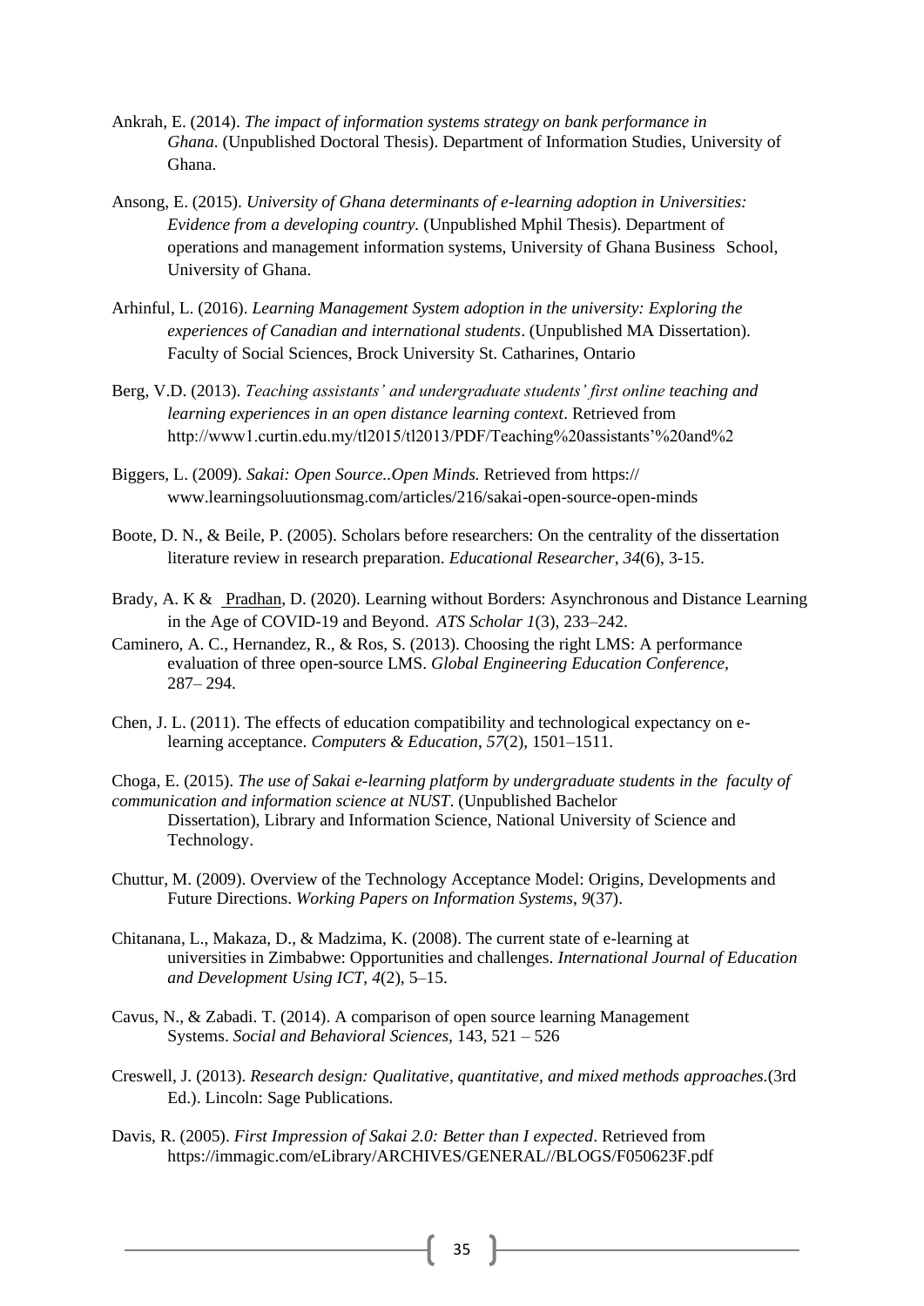Ankrah, E. (2014). *The impact of information systems strategy on bank performance in Ghana*. (Unpublished Doctoral Thesis). Department of Information Studies, University of Ghana.

Ansong, E. (2015). *University of Ghana determinants of e-learning adoption in Universities: Evidence from a developing country.* (Unpublished Mphil Thesis). Department of operations and management information systems, University of Ghana Business School, University of Ghana.

Arhinful, L. (2016). *Learning Management System adoption in the university: Exploring the experiences of Canadian and international students*. (Unpublished MA Dissertation). Faculty of Social Sciences, Brock University St. Catharines, Ontario

Berg, V.D. (2013). *Teaching assistants' and undergraduate students' first online teaching and learning experiences in an open distance learning context*. Retrieved from http://www1.curtin.edu.my/tl2015/tl2013/PDF/Teaching%20assistants'%20and%2

Biggers, L. (2009). *Sakai: Open Source..Open Minds.* Retrieved from https:// www.learningsoluutionsmag.com/articles/216/sakai-open-source-open-minds

Boote, D. N., & Beile, P. (2005). Scholars before researchers: On the centrality of the dissertation literature review in research preparation. *Educational Researcher*, *34*(6), 3-15.

Brady, A. K & Pradhan, D. (2020). Learning without Borders: Asynchronous and Distance Learning in the Age of COVID-19 and Beyond. *ATS Scholar 1*(3), 233–242.

Caminero, A. C., Hernandez, R., & Ros, S. (2013). Choosing the right LMS: A performance evaluation of three open-source LMS. *Global Engineering Education Conference*, 287– 294.

Chen, J. L. (2011). The effects of education compatibility and technological expectancy on e-learning acceptance. *Computers & Education*, *57*(2), 1501–1511.

Choga, E. (2015). *The use of Sakai e-learning platform by undergraduate students in the faculty of communication and information science at NUST*. (Unpublished Bachelor Dissertation), Library and Information Science, National University of Science and Technology.

Chuttur, M. (2009). Overview of the Technology Acceptance Model: Origins, Developments and Future Directions. *Working Papers on Information Systems*, *9*(37).

Chitanana, L., Makaza, D., & Madzima, K. (2008). The current state of e-learning at universities in Zimbabwe: Opportunities and challenges. *International Journal of Education and Development Using ICT*, *4*(2), 5–15.

Cavus, N., & Zabadi. T. (2014). A comparison of open source learning Management Systems. *Social and Behavioral Sciences,* 143, 521 – 526

Creswell, J. (2013). *Research design: Qualitative, quantitative, and mixed methods approaches.*(3rd Ed.). Lincoln: Sage Publications.

Davis, R. (2005). *First Impression of Sakai 2.0: Better than I expected*. Retrieved from https://immagic.com/eLibrary/ARCHIVES/GENERAL//BLOGS/F050623F.pdf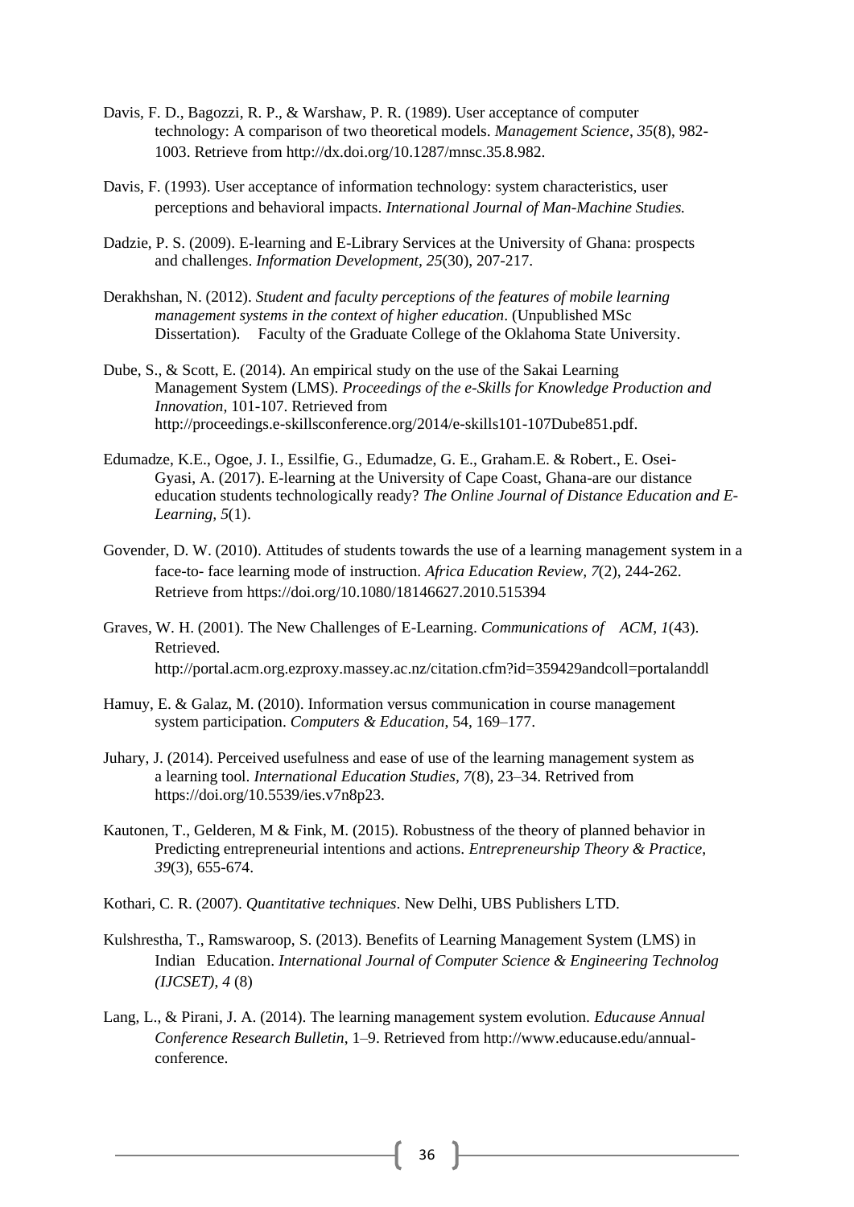Davis, F. D., Bagozzi, R. P., & Warshaw, P. R. (1989). User acceptance of computer technology: A comparison of two theoretical models. *Management Science, 35*(8), 982-1003. Retrieve from http://dx.doi.org/10.1287/mnsc.35.8.982.

Davis, F. (1993). User acceptance of information technology: system characteristics, user perceptions and behavioral impacts. *International Journal of Man-Machine Studies.*

Dadzie, P. S. (2009). E-learning and E-Library Services at the University of Ghana: prospects and challenges. *Information Development, 25*(30), 207-217.

Derakhshan, N. (2012). *Student and faculty perceptions of the features of mobile learning management systems in the context of higher education*. (Unpublished MSc Dissertation). Faculty of the Graduate College of the Oklahoma State University.

Dube, S., & Scott, E. (2014). An empirical study on the use of the Sakai Learning Management System (LMS). *Proceedings of the e-Skills for Knowledge Production and Innovation*, 101-107. Retrieved from http://proceedings.e-skillsconference.org/2014/e-skills101-107Dube851.pdf.

Edumadze, K.E., Ogoe, J. I., Essilfie, G., Edumadze, G. E., Graham.E. & Robert., E. Osei-Gyasi, A. (2017). E-learning at the University of Cape Coast, Ghana-are our distance education students technologically ready? *The Online Journal of Distance Education and E-Learning, 5*(1).

Govender, D. W. (2010). Attitudes of students towards the use of a learning management system in a face-to- face learning mode of instruction. *Africa Education Review, 7*(2), 244-262. Retrieve from https://doi.org/10.1080/18146627.2010.515394

Graves, W. H. (2001). The New Challenges of E-Learning. *Communications of ACM, 1*(43). Retrieved. http://portal.acm.org.ezproxy.massey.ac.nz/citation.cfm?id=359429andcoll=portalanddl

Hamuy, E. & Galaz, M. (2010). Information versus communication in course management system participation. *Computers & Education*, 54, 169–177.

Juhary, J. (2014). Perceived usefulness and ease of use of the learning management system as a learning tool. *International Education Studies, 7*(8), 23–34. Retrived from https://doi.org/10.5539/ies.v7n8p23.

Kautonen, T., Gelderen, M & Fink, M. (2015). Robustness of the theory of planned behavior in Predicting entrepreneurial intentions and actions. *Entrepreneurship Theory & Practice, 39*(3), 655-674.

Kothari, C. R. (2007). *Quantitative techniques*. New Delhi, UBS Publishers LTD.

Kulshrestha, T., Ramswaroop, S. (2013). Benefits of Learning Management System (LMS) in Indian Education. *International Journal of Computer Science & Engineering Technolog (IJCSET), 4* (8)

Lang, L., & Pirani, J. A. (2014). The learning management system evolution. *Educause Annual Conference Research Bulletin*, 1–9. Retrieved from http://www.educause.edu/annual-conference.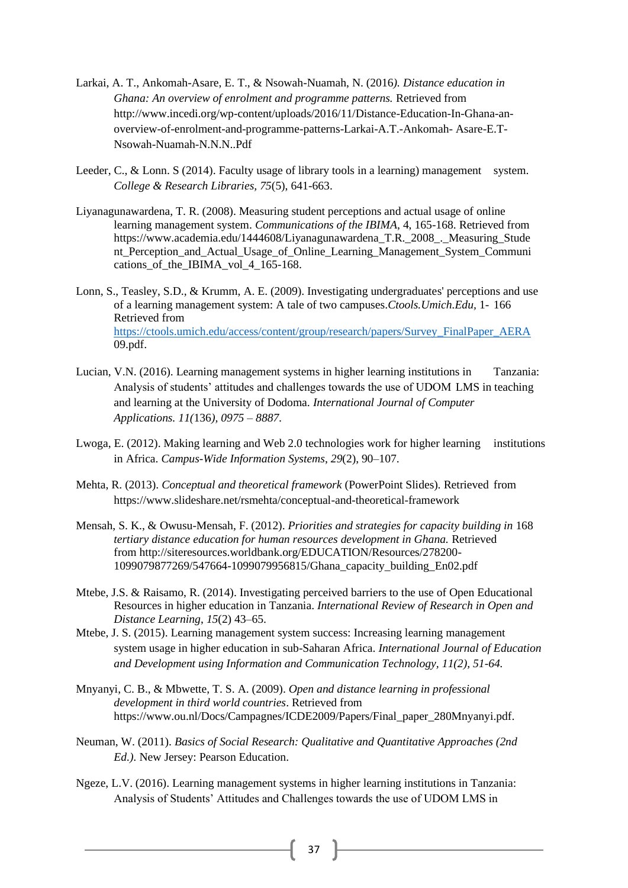Larkai, A. T., Ankomah-Asare, E. T., & Nsowah-Nuamah, N. (2016*). Distance education in Ghana: An overview of enrolment and programme patterns.* Retrieved from http://www.incedi.org/wp-content/uploads/2016/11/Distance-Education-In-Ghana-an-overview-of-enrolment-and-programme-patterns-Larkai-A.T.-Ankomah- Asare-E.T-Nsowah-Nuamah-N.N.N..Pdf

Leeder, C., & Lonn. S (2014). Faculty usage of library tools in a learning) management system. *College & Research Libraries, 75*(5), 641-663.

Liyanagunawardena, T. R. (2008). Measuring student perceptions and actual usage of online learning management system. *Communications of the IBIMA*, 4, 165-168. Retrieved from https://www.academia.edu/1444608/Liyanagunawardena_T.R._2008_._Measuring_Student_Perception_and_Actual_Usage_of_Online_Learning_Management_System_Communications_of_the_IBIMA_vol_4_165-168.

Lonn, S., Teasley, S.D., & Krumm, A. E. (2009). Investigating undergraduates' perceptions and use of a learning management system: A tale of two campuses.*Ctools.Umich.Edu,* 1- 166 Retrieved from https://ctools.umich.edu/access/content/group/research/papers/Survey_FinalPaper_AERA09.pdf.

Lucian, V.N. (2016). Learning management systems in higher learning institutions in Tanzania: Analysis of students' attitudes and challenges towards the use of UDOM LMS in teaching and learning at the University of Dodoma. *International Journal of Computer Applications. 11(*136*), 0975 – 8887.*

Lwoga, E. (2012). Making learning and Web 2.0 technologies work for higher learning institutions in Africa. *Campus-Wide Information Systems*, *29*(2), 90–107.

Mehta, R. (2013). *Conceptual and theoretical framework* (PowerPoint Slides). Retrieved from https://www.slideshare.net/rsmehta/conceptual-and-theoretical-framework

Mensah, S. K., & Owusu-Mensah, F. (2012). *Priorities and strategies for capacity building in* 168 *tertiary distance education for human resources development in Ghana.* Retrieved from http://siteresources.worldbank.org/EDUCATION/Resources/278200-1099079877269/547664-1099079956815/Ghana_capacity_building_En02.pdf

Mtebe, J.S. & Raisamo, R. (2014). Investigating perceived barriers to the use of Open Educational Resources in higher education in Tanzania. *International Review of Research in Open and Distance Learning*, *15*(2) 43–65.

Mtebe, J. S. (2015). Learning management system success: Increasing learning management system usage in higher education in sub-Saharan Africa. *International Journal of Education and Development using Information and Communication Technology, 11(2), 51-64.*

Mnyanyi, C. B., & Mbwette, T. S. A. (2009). *Open and distance learning in professional development in third world countries*. Retrieved from https://www.ou.nl/Docs/Campagnes/ICDE2009/Papers/Final_paper_280Mnyanyi.pdf.

Neuman, W. (2011). *Basics of Social Research: Qualitative and Quantitative Approaches (2nd Ed.).* New Jersey: Pearson Education.

Ngeze, L.V. (2016). Learning management systems in higher learning institutions in Tanzania: Analysis of Students' Attitudes and Challenges towards the use of UDOM LMS in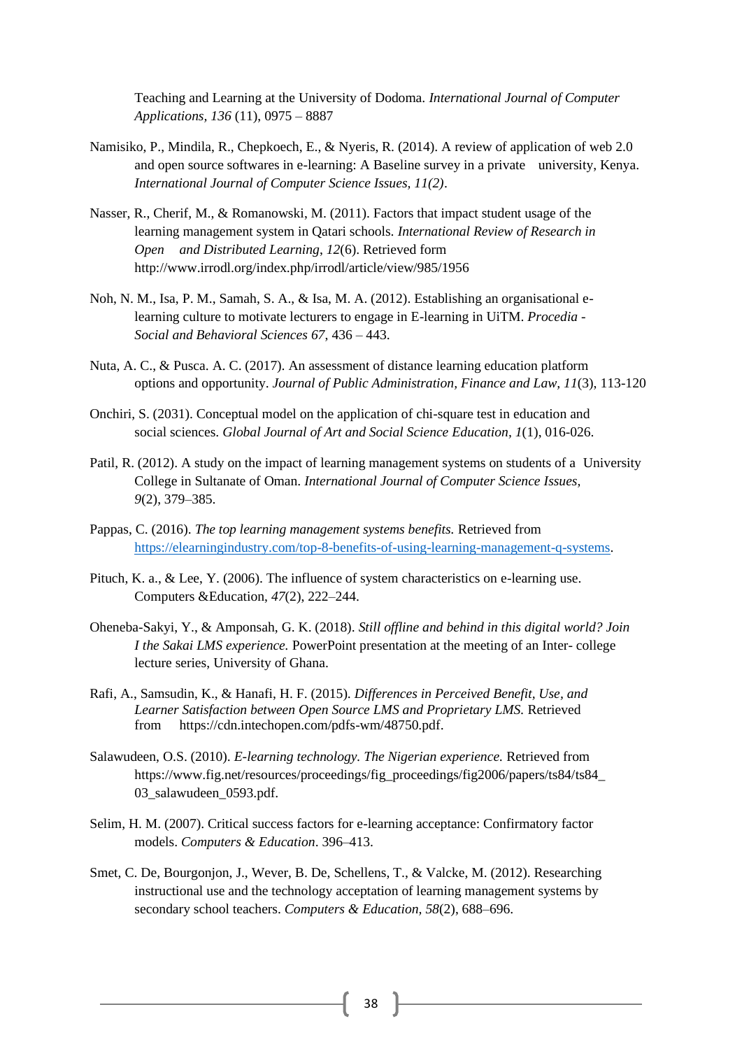Teaching and Learning at the University of Dodoma. *International Journal of Computer Applications, 136* (11), 0975 – 8887

Namisiko, P., Mindila, R., Chepkoech, E., & Nyeris, R. (2014). A review of application of web 2.0 and open source softwares in e-learning: A Baseline survey in a private university, Kenya. *International Journal of Computer Science Issues, 11(2)*.

Nasser, R., Cherif, M., & Romanowski, M. (2011). Factors that impact student usage of the learning management system in Qatari schools. *International Review of Research in Open and Distributed Learning*, *12*(6). Retrieved form http://www.irrodl.org/index.php/irrodl/article/view/985/1956

Noh, N. M., Isa, P. M., Samah, S. A., & Isa, M. A. (2012). Establishing an organisational e-learning culture to motivate lecturers to engage in E-learning in UiTM. *Procedia - Social and Behavioral Sciences 67*, 436 – 443.

Nuta, A. C., & Pusca. A. C. (2017). An assessment of distance learning education platform options and opportunity. *Journal of Public Administration, Finance and Law, 11*(3), 113-120

Onchiri, S. (2031). Conceptual model on the application of chi-square test in education and social sciences. *Global Journal of Art and Social Science Education, 1*(1), 016-026.

Patil, R. (2012). A study on the impact of learning management systems on students of a University College in Sultanate of Oman. *International Journal of Computer Science Issues, 9*(2), 379–385.

Pappas, C. (2016). *The top learning management systems benefits.* Retrieved from https://elearningindustry.com/top-8-benefits-of-using-learning-management-q-systems.

Pituch, K. a., & Lee, Y. (2006). The influence of system characteristics on e-learning use. Computers &Education, *47*(2), 222–244.

Oheneba-Sakyi, Y., & Amponsah, G. K. (2018). *Still offline and behind in this digital world? Join I the Sakai LMS experience.* PowerPoint presentation at the meeting of an Inter- college lecture series, University of Ghana.

Rafi, A., Samsudin, K., & Hanafi, H. F. (2015). *Differences in Perceived Benefit, Use, and Learner Satisfaction between Open Source LMS and Proprietary LMS.* Retrieved from https://cdn.intechopen.com/pdfs-wm/48750.pdf.

Salawudeen, O.S. (2010). *E-learning technology. The Nigerian experience.* Retrieved from https://www.fig.net/resources/proceedings/fig_proceedings/fig2006/papers/ts84/ts84_03_salawudeen_0593.pdf.

Selim, H. M. (2007). Critical success factors for e-learning acceptance: Confirmatory factor models. *Computers & Education*. 396–413.

Smet, C. De, Bourgonjon, J., Wever, B. De, Schellens, T., & Valcke, M. (2012). Researching instructional use and the technology acceptation of learning management systems by secondary school teachers. *Computers & Education, 58*(2), 688–696.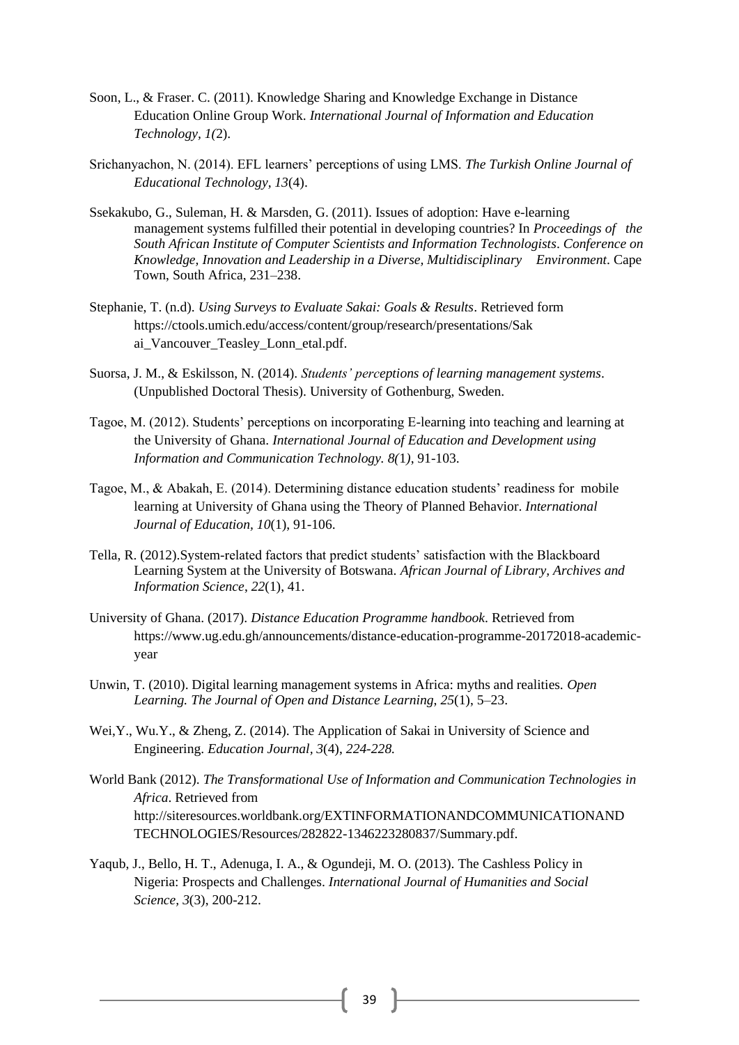Soon, L., & Fraser. C. (2011). Knowledge Sharing and Knowledge Exchange in Distance Education Online Group Work. *International Journal of Information and Education Technology, 1(*2).

Srichanyachon, N. (2014). EFL learners' perceptions of using LMS. *The Turkish Online Journal of Educational Technology, 13*(4).

Ssekakubo, G., Suleman, H. & Marsden, G. (2011). Issues of adoption: Have e-learning management systems fulfilled their potential in developing countries? In *Proceedings of the South African Institute of Computer Scientists and Information Technologists*. *Conference on Knowledge, Innovation and Leadership in a Diverse, Multidisciplinary Environment*. Cape Town, South Africa, 231–238.

Stephanie, T. (n.d). *Using Surveys to Evaluate Sakai: Goals & Results*. Retrieved form https://ctools.umich.edu/access/content/group/research/presentations/Sakai_Vancouver_Teasley_Lonn_etal.pdf.

Suorsa, J. M., & Eskilsson, N. (2014). *Students' perceptions of learning management systems*. (Unpublished Doctoral Thesis). University of Gothenburg, Sweden.

Tagoe, M. (2012). Students' perceptions on incorporating E-learning into teaching and learning at the University of Ghana. *International Journal of Education and Development using Information and Communication Technology. 8(*1*)*, 91-103.

Tagoe, M., & Abakah, E. (2014). Determining distance education students' readiness for mobile learning at University of Ghana using the Theory of Planned Behavior. *International Journal of Education, 10*(1), 91-106.

Tella, R. (2012).System-related factors that predict students' satisfaction with the Blackboard Learning System at the University of Botswana. *African Journal of Library, Archives and Information Science*, *22*(1), 41.

University of Ghana. (2017). *Distance Education Programme handbook*. Retrieved from https://www.ug.edu.gh/announcements/distance-education-programme-20172018-academic-year

Unwin, T. (2010). Digital learning management systems in Africa: myths and realities. *Open Learning. The Journal of Open and Distance Learning*, *25*(1), 5–23.

Wei,Y., Wu.Y., & Zheng, Z. (2014). The Application of Sakai in University of Science and Engineering. *Education Journal*, *3*(4), *224-228.*

World Bank (2012). *The Transformational Use of Information and Communication Technologies in Africa*. Retrieved from http://siteresources.worldbank.org/EXTINFORMATIONANDCOMMUNICATIONANDTECHNOLOGIES/Resources/282822-1346223280837/Summary.pdf.

Yaqub, J., Bello, H. T., Adenuga, I. A., & Ogundeji, M. O. (2013). The Cashless Policy in Nigeria: Prospects and Challenges. *International Journal of Humanities and Social Science, 3*(3), 200-212.